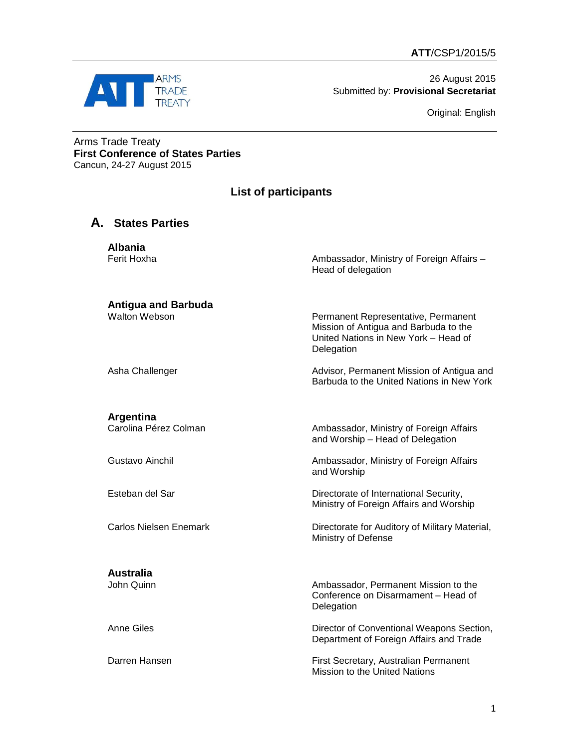**ATT**/CSP1/2015/5

26 August 2015
Submitted by: **Provisional Secretariat**

Original: English

Arms Trade Treaty
**First Conference of States Parties**
Cancun, 24-27 August 2015

## List of participants

### A. States Parties

**Albania**

| | |
|---|---|
| Ferit Hoxha | Ambassador, Ministry of Foreign Affairs – Head of delegation |

**Antigua and Barbuda**

| | |
|---|---|
| Walton Webson | Permanent Representative, Permanent Mission of Antigua and Barbuda to the United Nations in New York – Head of Delegation |
| Asha Challenger | Advisor, Permanent Mission of Antigua and Barbuda to the United Nations in New York |

**Argentina**

| | |
|---|---|
| Carolina Pérez Colman | Ambassador, Ministry of Foreign Affairs and Worship – Head of Delegation |
| Gustavo Ainchil | Ambassador, Ministry of Foreign Affairs and Worship |
| Esteban del Sar | Directorate of International Security, Ministry of Foreign Affairs and Worship |
| Carlos Nielsen Enemark | Directorate for Auditory of Military Material, Ministry of Defense |

**Australia**

| | |
|---|---|
| John Quinn | Ambassador, Permanent Mission to the Conference on Disarmament – Head of Delegation |
| Anne Giles | Director of Conventional Weapons Section, Department of Foreign Affairs and Trade |
| Darren Hansen | First Secretary, Australian Permanent Mission to the United Nations |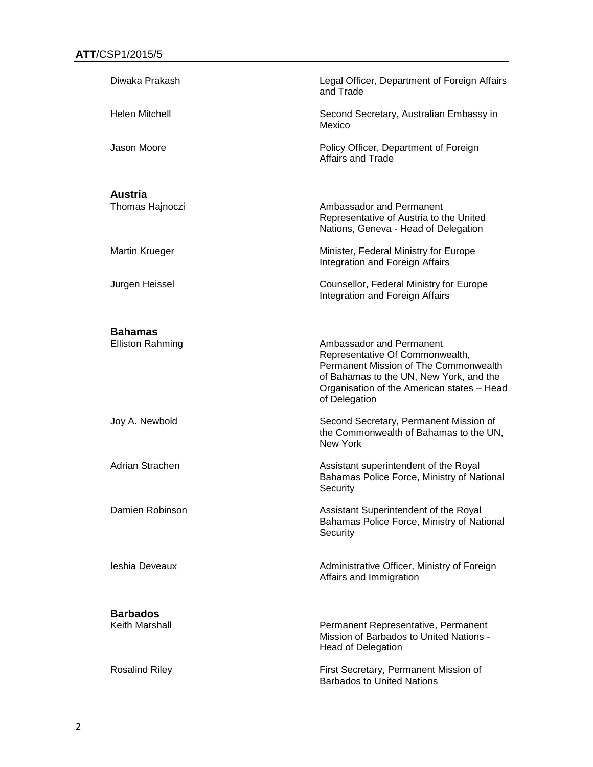| | |
|---|---|
| Diwaka Prakash | Legal Officer, Department of Foreign Affairs and Trade |
| Helen Mitchell | Second Secretary, Australian Embassy in Mexico |
| Jason Moore | Policy Officer, Department of Foreign Affairs and Trade |

**Austria**

| | |
|---|---|
| Thomas Hajnoczi | Ambassador and Permanent Representative of Austria to the United Nations, Geneva - Head of Delegation |
| Martin Krueger | Minister, Federal Ministry for Europe Integration and Foreign Affairs |
| Jurgen Heissel | Counsellor, Federal Ministry for Europe Integration and Foreign Affairs |

**Bahamas**

| | |
|---|---|
| Elliston Rahming | Ambassador and Permanent Representative Of Commonwealth, Permanent Mission of The Commonwealth of Bahamas to the UN, New York, and the Organisation of the American states – Head of Delegation |
| Joy A. Newbold | Second Secretary, Permanent Mission of the Commonwealth of Bahamas to the UN, New York |
| Adrian Strachen | Assistant superintendent of the Royal Bahamas Police Force, Ministry of National Security |
| Damien Robinson | Assistant Superintendent of the Royal Bahamas Police Force, Ministry of National Security |
| Ieshia Deveaux | Administrative Officer, Ministry of Foreign Affairs and Immigration |

**Barbados**

| | |
|---|---|
| Keith Marshall | Permanent Representative, Permanent Mission of Barbados to United Nations - Head of Delegation |
| Rosalind Riley | First Secretary, Permanent Mission of Barbados to United Nations |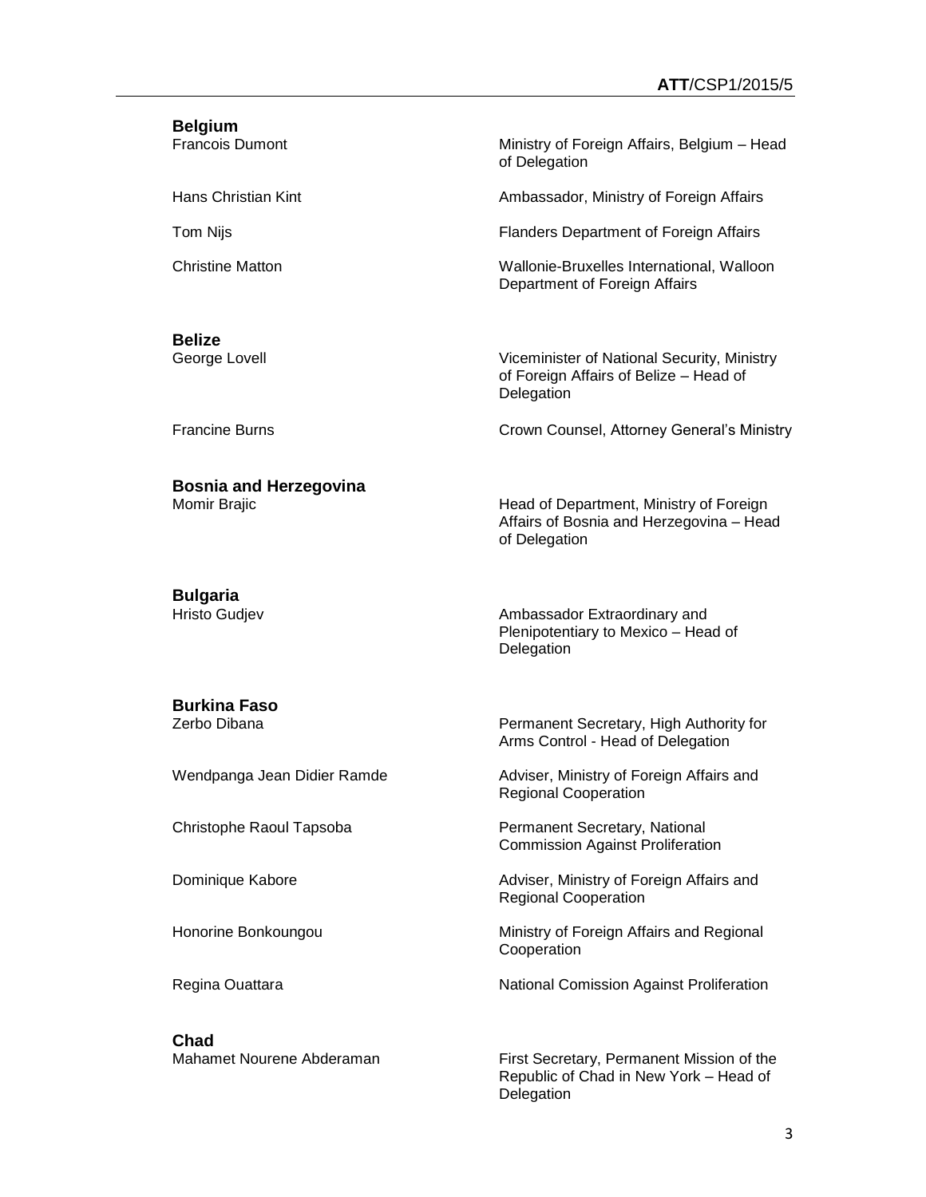**Belgium**

| | |
|---|---|
| Francois Dumont | Ministry of Foreign Affairs, Belgium – Head of Delegation |
| Hans Christian Kint | Ambassador, Ministry of Foreign Affairs |
| Tom Nijs | Flanders Department of Foreign Affairs |
| Christine Matton | Wallonie-Bruxelles International, Walloon Department of Foreign Affairs |

**Belize**

| | |
|---|---|
| George Lovell | Viceminister of National Security, Ministry of Foreign Affairs of Belize – Head of Delegation |
| Francine Burns | Crown Counsel, Attorney General's Ministry |

**Bosnia and Herzegovina**

| | |
|---|---|
| Momir Brajic | Head of Department, Ministry of Foreign Affairs of Bosnia and Herzegovina – Head of Delegation |

**Bulgaria**

| | |
|---|---|
| Hristo Gudjev | Ambassador Extraordinary and Plenipotentiary to Mexico – Head of Delegation |

**Burkina Faso**

| | |
|---|---|
| Zerbo Dibana | Permanent Secretary, High Authority for Arms Control - Head of Delegation |
| Wendpanga Jean Didier Ramde | Adviser, Ministry of Foreign Affairs and Regional Cooperation |
| Christophe Raoul Tapsoba | Permanent Secretary, National Commission Against Proliferation |
| Dominique Kabore | Adviser, Ministry of Foreign Affairs and Regional Cooperation |
| Honorine Bonkoungou | Ministry of Foreign Affairs and Regional Cooperation |
| Regina Ouattara | National Comission Against Proliferation |

**Chad**

| | |
|---|---|
| Mahamet Nourene Abderaman | First Secretary, Permanent Mission of the Republic of Chad in New York – Head of Delegation |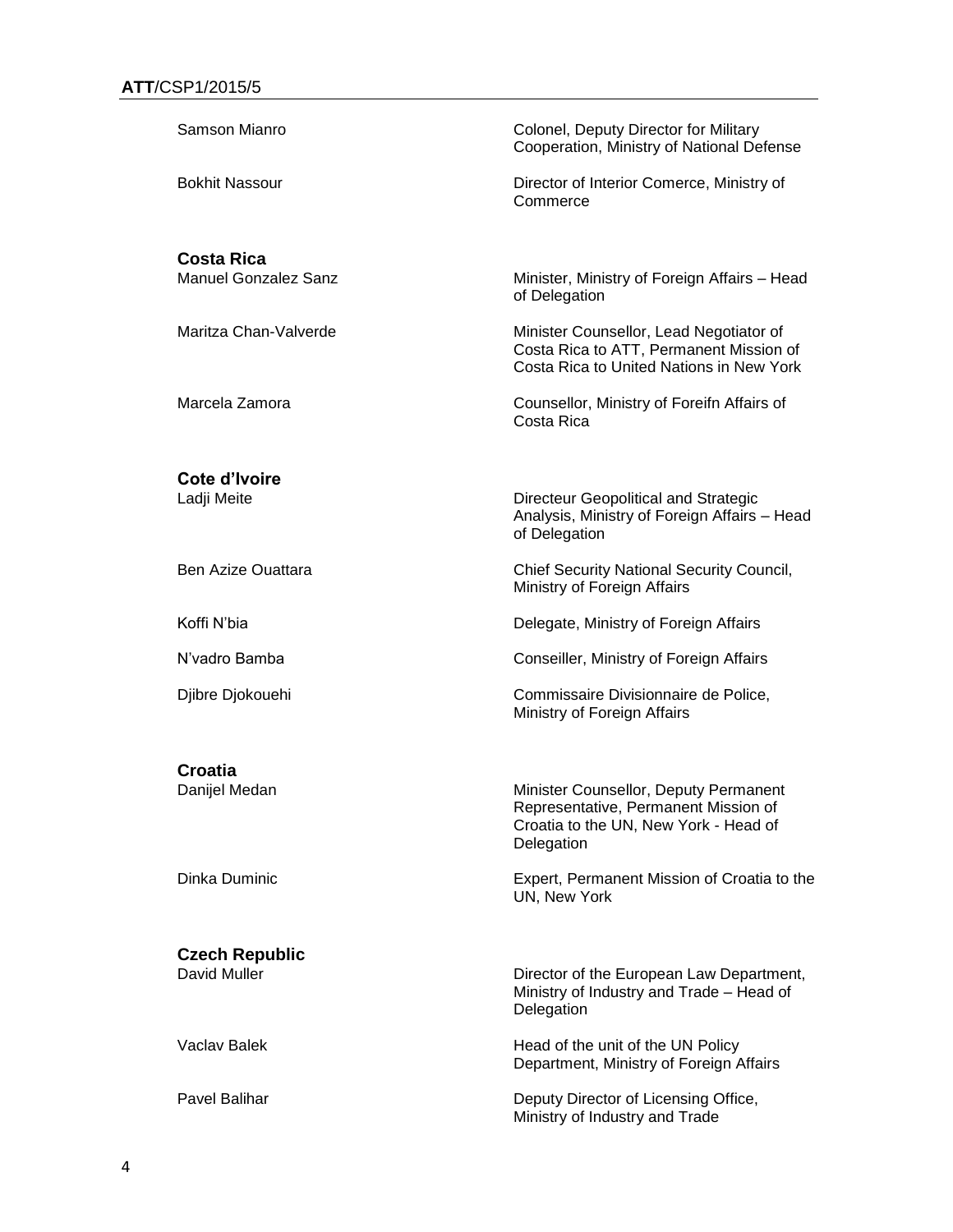| | |
|---|---|
| Samson Mianro | Colonel, Deputy Director for Military Cooperation, Ministry of National Defense |
| Bokhit Nassour | Director of Interior Comerce, Ministry of Commerce |

**Costa Rica**

| | |
|---|---|
| Manuel Gonzalez Sanz | Minister, Ministry of Foreign Affairs – Head of Delegation |
| Maritza Chan-Valverde | Minister Counsellor, Lead Negotiator of Costa Rica to ATT, Permanent Mission of Costa Rica to United Nations in New York |
| Marcela Zamora | Counsellor, Ministry of Foreifn Affairs of Costa Rica |

**Cote d'Ivoire**

| | |
|---|---|
| Ladji Meite | Directeur Geopolitical and Strategic Analysis, Ministry of Foreign Affairs – Head of Delegation |
| Ben Azize Ouattara | Chief Security National Security Council, Ministry of Foreign Affairs |
| Koffi N'bia | Delegate, Ministry of Foreign Affairs |
| N'vadro Bamba | Conseiller, Ministry of Foreign Affairs |
| Djibre Djokouehi | Commissaire Divisionnaire de Police, Ministry of Foreign Affairs |

**Croatia**

| | |
|---|---|
| Danijel Medan | Minister Counsellor, Deputy Permanent Representative, Permanent Mission of Croatia to the UN, New York - Head of Delegation |
| Dinka Duminic | Expert, Permanent Mission of Croatia to the UN, New York |

**Czech Republic**

| | |
|---|---|
| David Muller | Director of the European Law Department, Ministry of Industry and Trade – Head of Delegation |
| Vaclav Balek | Head of the unit of the UN Policy Department, Ministry of Foreign Affairs |
| Pavel Balihar | Deputy Director of Licensing Office, Ministry of Industry and Trade |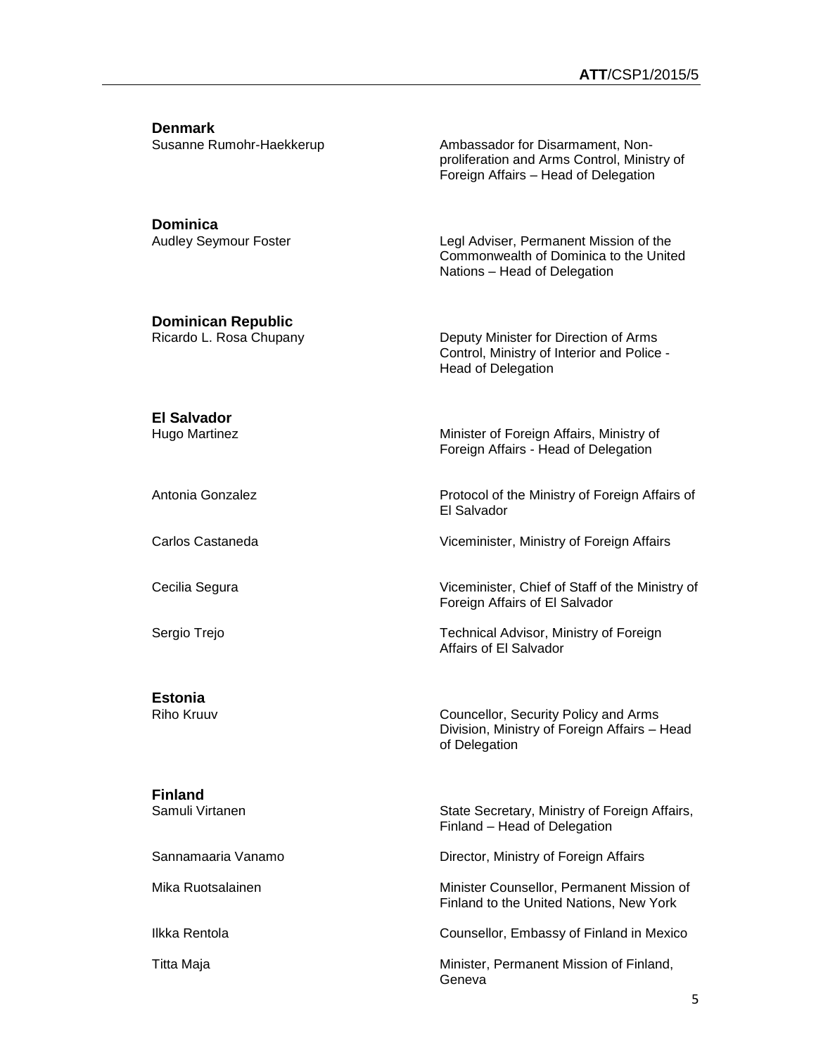**Denmark**

| | |
|---|---|
| Susanne Rumohr-Haekkerup | Ambassador for Disarmament, Non-proliferation and Arms Control, Ministry of Foreign Affairs – Head of Delegation |

**Dominica**

| | |
|---|---|
| Audley Seymour Foster | Legl Adviser, Permanent Mission of the Commonwealth of Dominica to the United Nations – Head of Delegation |

**Dominican Republic**

| | |
|---|---|
| Ricardo L. Rosa Chupany | Deputy Minister for Direction of Arms Control, Ministry of Interior and Police - Head of Delegation |

**El Salvador**

| | |
|---|---|
| Hugo Martinez | Minister of Foreign Affairs, Ministry of Foreign Affairs - Head of Delegation |
| Antonia Gonzalez | Protocol of the Ministry of Foreign Affairs of El Salvador |
| Carlos Castaneda | Viceminister, Ministry of Foreign Affairs |
| Cecilia Segura | Viceminister, Chief of Staff of the Ministry of Foreign Affairs of El Salvador |
| Sergio Trejo | Technical Advisor, Ministry of Foreign Affairs of El Salvador |

**Estonia**

| | |
|---|---|
| Riho Kruuv | Councellor, Security Policy and Arms Division, Ministry of Foreign Affairs – Head of Delegation |

**Finland**

| | |
|---|---|
| Samuli Virtanen | State Secretary, Ministry of Foreign Affairs, Finland – Head of Delegation |
| Sannamaaria Vanamo | Director, Ministry of Foreign Affairs |
| Mika Ruotsalainen | Minister Counsellor, Permanent Mission of Finland to the United Nations, New York |
| Ilkka Rentola | Counsellor, Embassy of Finland in Mexico |
| Titta Maja | Minister, Permanent Mission of Finland, Geneva |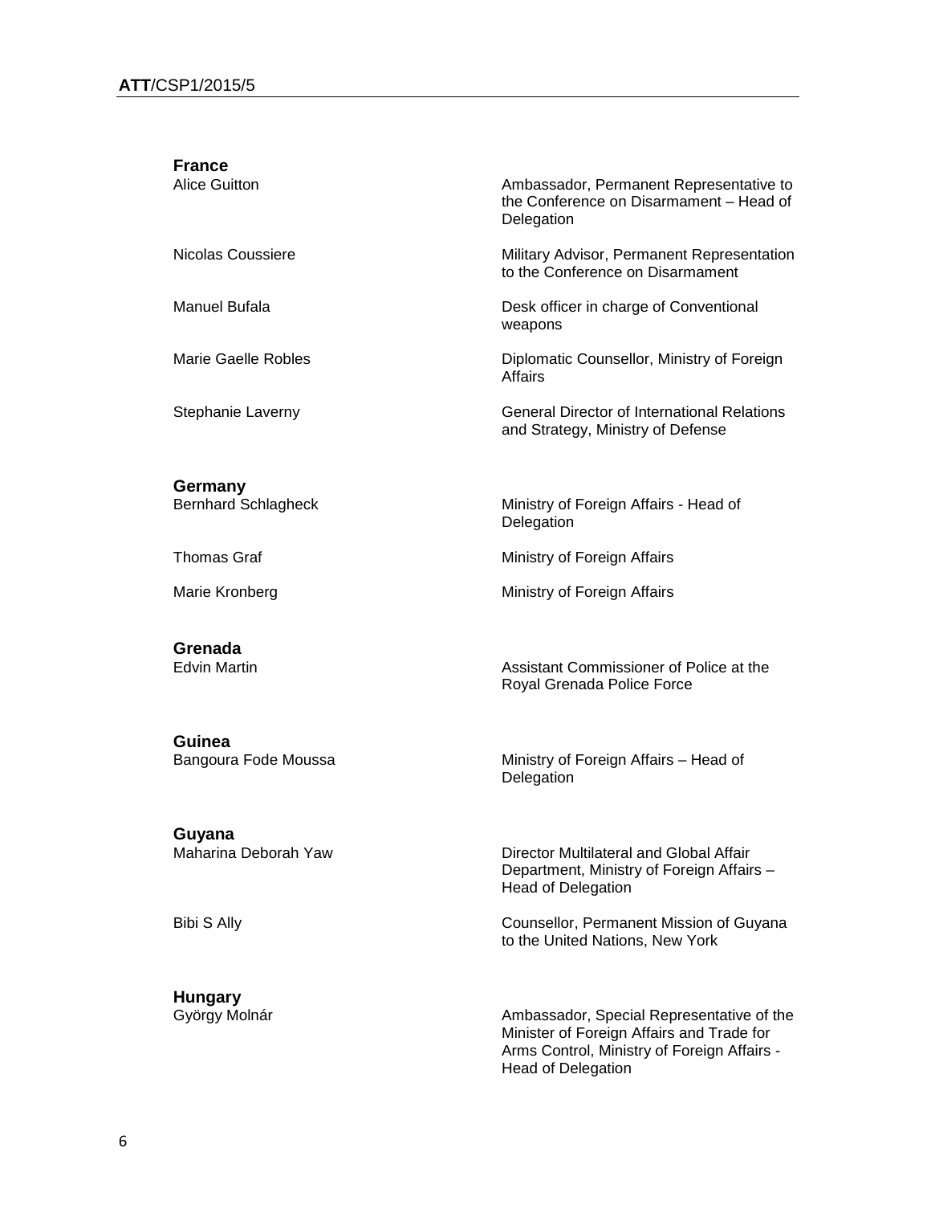**France**

| | |
|---|---|
| Alice Guitton | Ambassador, Permanent Representative to the Conference on Disarmament – Head of Delegation |
| Nicolas Coussiere | Military Advisor, Permanent Representation to the Conference on Disarmament |
| Manuel Bufala | Desk officer in charge of Conventional weapons |
| Marie Gaelle Robles | Diplomatic Counsellor, Ministry of Foreign Affairs |
| Stephanie Laverny | General Director of International Relations and Strategy, Ministry of Defense |

**Germany**

| | |
|---|---|
| Bernhard Schlagheck | Ministry of Foreign Affairs - Head of Delegation |
| Thomas Graf | Ministry of Foreign Affairs |
| Marie Kronberg | Ministry of Foreign Affairs |

**Grenada**

| | |
|---|---|
| Edvin Martin | Assistant Commissioner of Police at the Royal Grenada Police Force |

**Guinea**

| | |
|---|---|
| Bangoura Fode Moussa | Ministry of Foreign Affairs – Head of Delegation |

**Guyana**

| | |
|---|---|
| Maharina Deborah Yaw | Director Multilateral and Global Affair Department, Ministry of Foreign Affairs – Head of Delegation |
| Bibi S Ally | Counsellor, Permanent Mission of Guyana to the United Nations, New York |

**Hungary**

| | |
|---|---|
| György Molnár | Ambassador, Special Representative of the Minister of Foreign Affairs and Trade for Arms Control, Ministry of Foreign Affairs - Head of Delegation |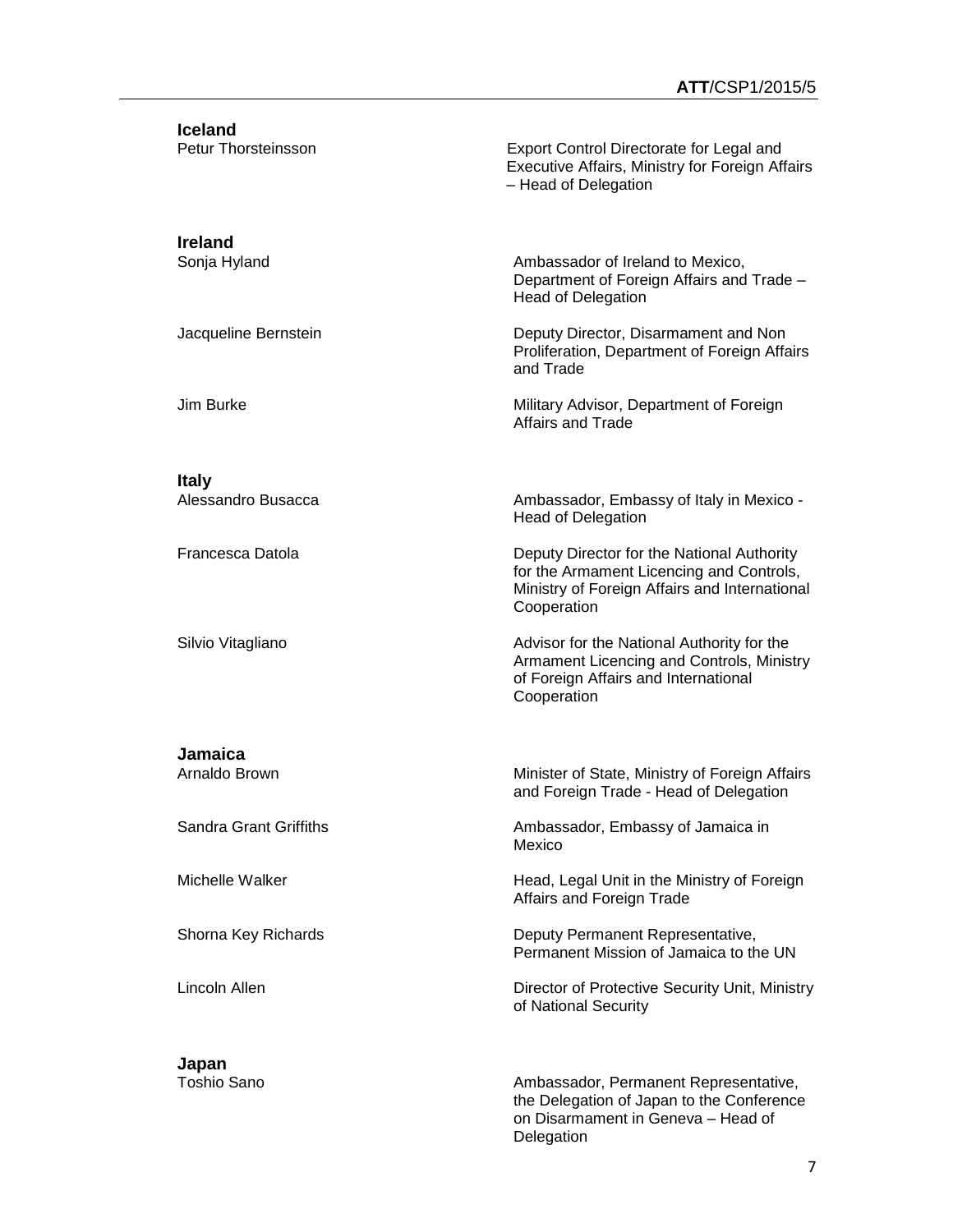**Iceland**

| | |
|---|---|
| Petur Thorsteinsson | Export Control Directorate for Legal and Executive Affairs, Ministry for Foreign Affairs – Head of Delegation |

**Ireland**

| | |
|---|---|
| Sonja Hyland | Ambassador of Ireland to Mexico, Department of Foreign Affairs and Trade – Head of Delegation |
| Jacqueline Bernstein | Deputy Director, Disarmament and Non Proliferation, Department of Foreign Affairs and Trade |
| Jim Burke | Military Advisor, Department of Foreign Affairs and Trade |

**Italy**

| | |
|---|---|
| Alessandro Busacca | Ambassador, Embassy of Italy in Mexico - Head of Delegation |
| Francesca Datola | Deputy Director for the National Authority for the Armament Licencing and Controls, Ministry of Foreign Affairs and International Cooperation |
| Silvio Vitagliano | Advisor for the National Authority for the Armament Licencing and Controls, Ministry of Foreign Affairs and International Cooperation |

**Jamaica**

| | |
|---|---|
| Arnaldo Brown | Minister of State, Ministry of Foreign Affairs and Foreign Trade - Head of Delegation |
| Sandra Grant Griffiths | Ambassador, Embassy of Jamaica in Mexico |
| Michelle Walker | Head, Legal Unit in the Ministry of Foreign Affairs and Foreign Trade |
| Shorna Key Richards | Deputy Permanent Representative, Permanent Mission of Jamaica to the UN |
| Lincoln Allen | Director of Protective Security Unit, Ministry of National Security |

**Japan**

| | |
|---|---|
| Toshio Sano | Ambassador, Permanent Representative, the Delegation of Japan to the Conference on Disarmament in Geneva – Head of Delegation |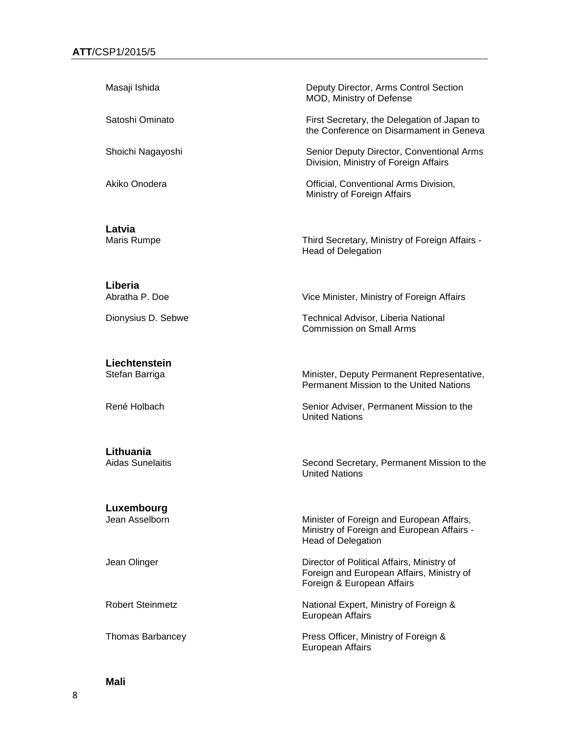| | |
|---|---|
| Masaji Ishida | Deputy Director, Arms Control Section MOD, Ministry of Defense |
| Satoshi Ominato | First Secretary, the Delegation of Japan to the Conference on Disarmament in Geneva |
| Shoichi Nagayoshi | Senior Deputy Director, Conventional Arms Division, Ministry of Foreign Affairs |
| Akiko Onodera | Official, Conventional Arms Division, Ministry of Foreign Affairs |

**Latvia**

| | |
|---|---|
| Maris Rumpe | Third Secretary, Ministry of Foreign Affairs - Head of Delegation |

**Liberia**

| | |
|---|---|
| Abratha P. Doe | Vice Minister, Ministry of Foreign Affairs |
| Dionysius D. Sebwe | Technical Advisor, Liberia National Commission on Small Arms |

**Liechtenstein**

| | |
|---|---|
| Stefan Barriga | Minister, Deputy Permanent Representative, Permanent Mission to the United Nations |
| René Holbach | Senior Adviser, Permanent Mission to the United Nations |

**Lithuania**

| | |
|---|---|
| Aidas Sunelaitis | Second Secretary, Permanent Mission to the United Nations |

**Luxembourg**

| | |
|---|---|
| Jean Asselborn | Minister of Foreign and European Affairs, Ministry of Foreign and European Affairs - Head of Delegation |
| Jean Olinger | Director of Political Affairs, Ministry of Foreign and European Affairs, Ministry of Foreign & European Affairs |
| Robert Steinmetz | National Expert, Ministry of Foreign & European Affairs |
| Thomas Barbancey | Press Officer, Ministry of Foreign & European Affairs |

**Mali**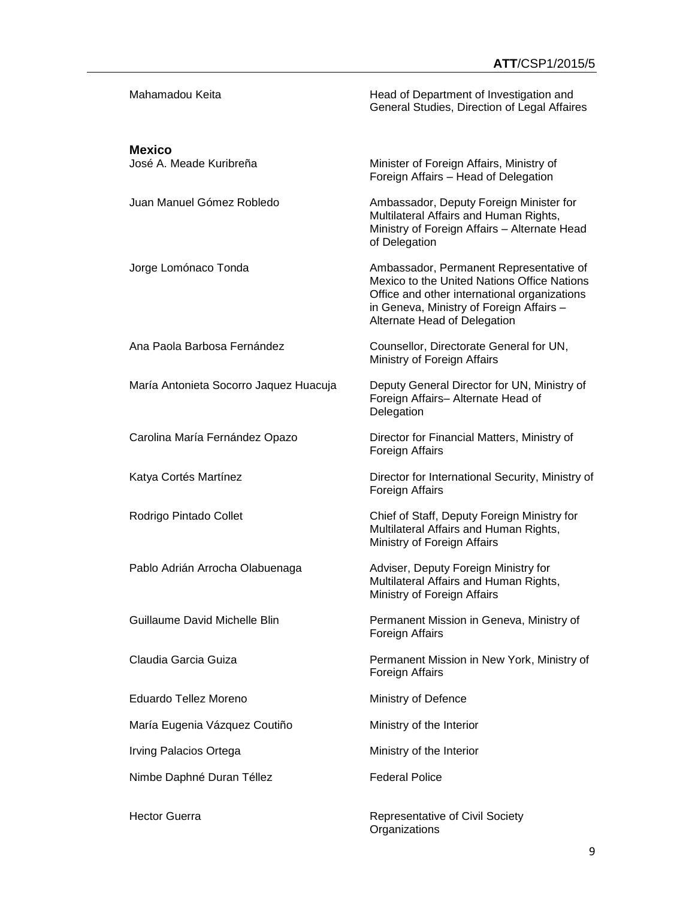| | |
|---|---|
| Mahamadou Keita | Head of Department of Investigation and General Studies, Direction of Legal Affaires |

**Mexico**

| | |
|---|---|
| José A. Meade Kuribreña | Minister of Foreign Affairs, Ministry of Foreign Affairs – Head of Delegation |
| Juan Manuel Gómez Robledo | Ambassador, Deputy Foreign Minister for Multilateral Affairs and Human Rights, Ministry of Foreign Affairs – Alternate Head of Delegation |
| Jorge Lomónaco Tonda | Ambassador, Permanent Representative of Mexico to the United Nations Office Nations Office and other international organizations in Geneva, Ministry of Foreign Affairs – Alternate Head of Delegation |
| Ana Paola Barbosa Fernández | Counsellor, Directorate General for UN, Ministry of Foreign Affairs |
| María Antonieta Socorro Jaquez Huacuja | Deputy General Director for UN, Ministry of Foreign Affairs– Alternate Head of Delegation |
| Carolina María Fernández Opazo | Director for Financial Matters, Ministry of Foreign Affairs |
| Katya Cortés Martínez | Director for International Security, Ministry of Foreign Affairs |
| Rodrigo Pintado Collet | Chief of Staff, Deputy Foreign Ministry for Multilateral Affairs and Human Rights, Ministry of Foreign Affairs |
| Pablo Adrián Arrocha Olabuenaga | Adviser, Deputy Foreign Ministry for Multilateral Affairs and Human Rights, Ministry of Foreign Affairs |
| Guillaume David Michelle Blin | Permanent Mission in Geneva, Ministry of Foreign Affairs |
| Claudia Garcia Guiza | Permanent Mission in New York, Ministry of Foreign Affairs |
| Eduardo Tellez Moreno | Ministry of Defence |
| María Eugenia Vázquez Coutiño | Ministry of the Interior |
| Irving Palacios Ortega | Ministry of the Interior |
| Nimbe Daphné Duran Téllez | Federal Police |
| Hector Guerra | Representative of Civil Society Organizations |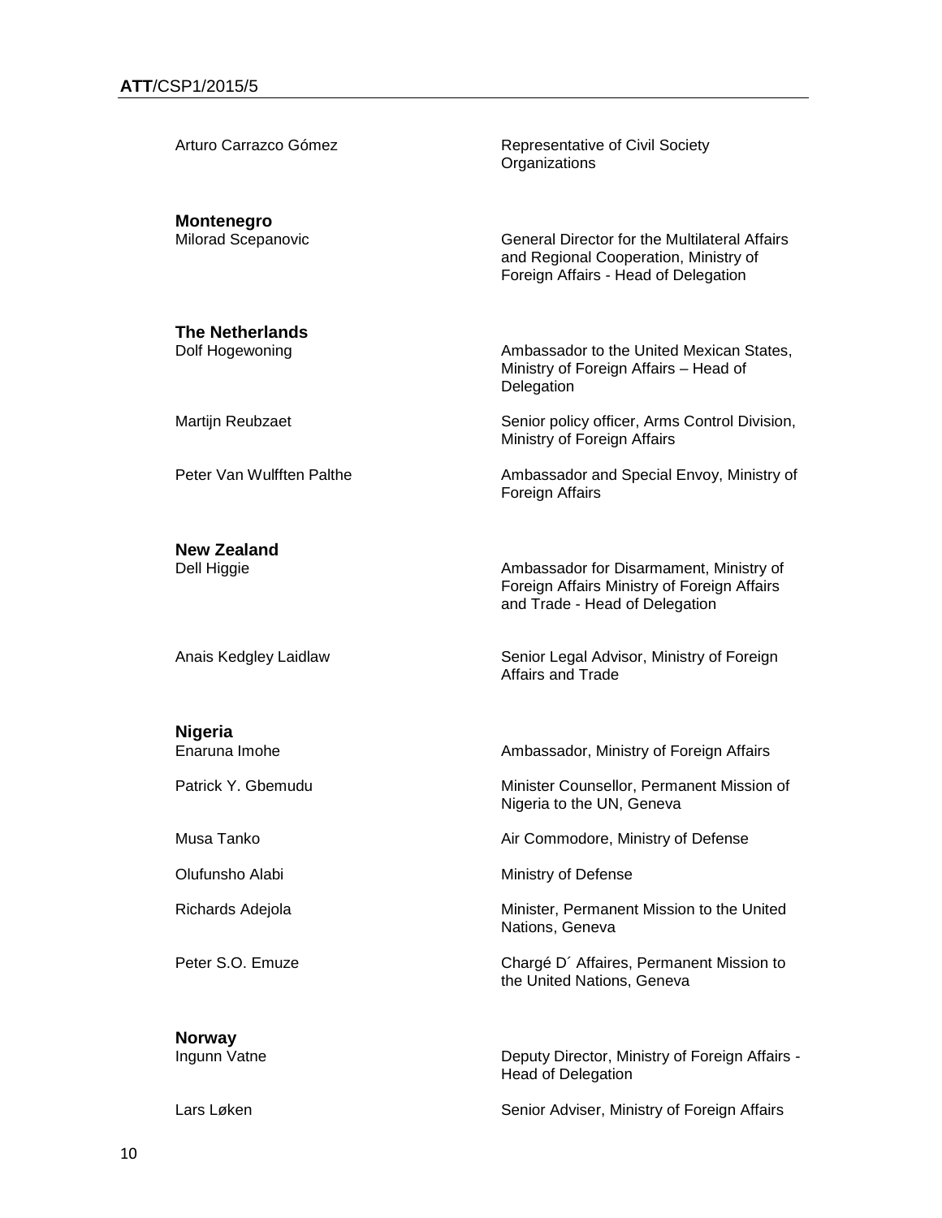| | |
|---|---|
| Arturo Carrazco Gómez | Representative of Civil Society Organizations |
| **Montenegro** | |
| Milorad Scepanovic | General Director for the Multilateral Affairs and Regional Cooperation, Ministry of Foreign Affairs - Head of Delegation |
| **The Netherlands** | |
| Dolf Hogewoning | Ambassador to the United Mexican States, Ministry of Foreign Affairs – Head of Delegation |
| Martijn Reubzaet | Senior policy officer, Arms Control Division, Ministry of Foreign Affairs |
| Peter Van Wulfften Palthe | Ambassador and Special Envoy, Ministry of Foreign Affairs |
| **New Zealand** | |
| Dell Higgie | Ambassador for Disarmament, Ministry of Foreign Affairs Ministry of Foreign Affairs and Trade - Head of Delegation |
| Anais Kedgley Laidlaw | Senior Legal Advisor, Ministry of Foreign Affairs and Trade |
| **Nigeria** | |
| Enaruna Imohe | Ambassador, Ministry of Foreign Affairs |
| Patrick Y. Gbemudu | Minister Counsellor, Permanent Mission of Nigeria to the UN, Geneva |
| Musa Tanko | Air Commodore, Ministry of Defense |
| Olufunsho Alabi | Ministry of Defense |
| Richards Adejola | Minister, Permanent Mission to the United Nations, Geneva |
| Peter S.O. Emuze | Chargé D´ Affaires, Permanent Mission to the United Nations, Geneva |
| **Norway** | |
| Ingunn Vatne | Deputy Director, Ministry of Foreign Affairs - Head of Delegation |
| Lars Løken | Senior Adviser, Ministry of Foreign Affairs |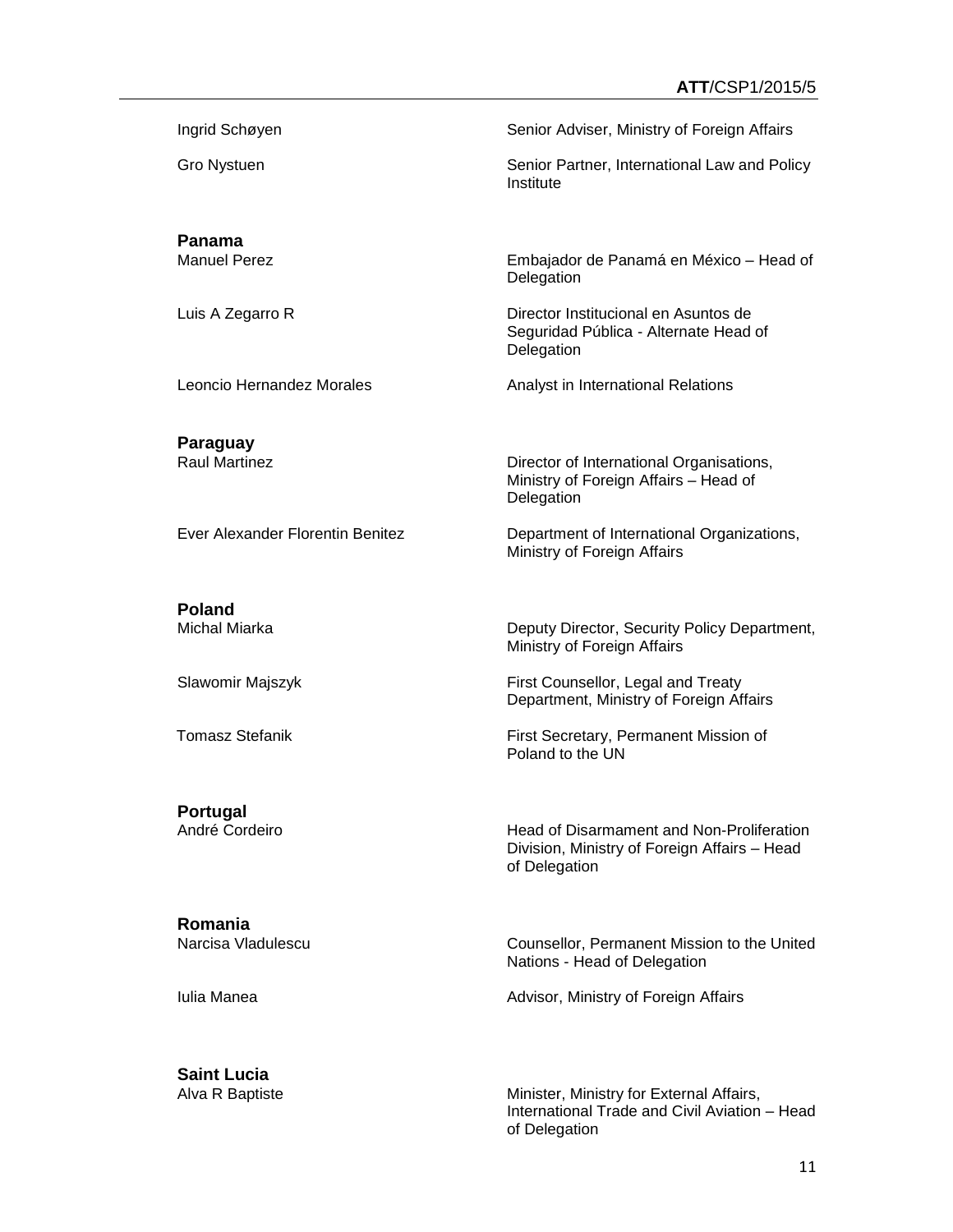| | |
|---|---|
| Ingrid Schøyen | Senior Adviser, Ministry of Foreign Affairs |
| Gro Nystuen | Senior Partner, International Law and Policy Institute |

**Panama**

| | |
|---|---|
| Manuel Perez | Embajador de Panamá en México – Head of Delegation |
| Luis A Zegarro R | Director Institucional en Asuntos de Seguridad Pública - Alternate Head of Delegation |
| Leoncio Hernandez Morales | Analyst in International Relations |

**Paraguay**

| | |
|---|---|
| Raul Martinez | Director of International Organisations, Ministry of Foreign Affairs – Head of Delegation |
| Ever Alexander Florentin Benitez | Department of International Organizations, Ministry of Foreign Affairs |

**Poland**

| | |
|---|---|
| Michal Miarka | Deputy Director, Security Policy Department, Ministry of Foreign Affairs |
| Slawomir Majszyk | First Counsellor, Legal and Treaty Department, Ministry of Foreign Affairs |
| Tomasz Stefanik | First Secretary, Permanent Mission of Poland to the UN |

**Portugal**

| | |
|---|---|
| André Cordeiro | Head of Disarmament and Non-Proliferation Division, Ministry of Foreign Affairs – Head of Delegation |

**Romania**

| | |
|---|---|
| Narcisa Vladulescu | Counsellor, Permanent Mission to the United Nations - Head of Delegation |
| Iulia Manea | Advisor, Ministry of Foreign Affairs |

**Saint Lucia**

| | |
|---|---|
| Alva R Baptiste | Minister, Ministry for External Affairs, International Trade and Civil Aviation – Head of Delegation |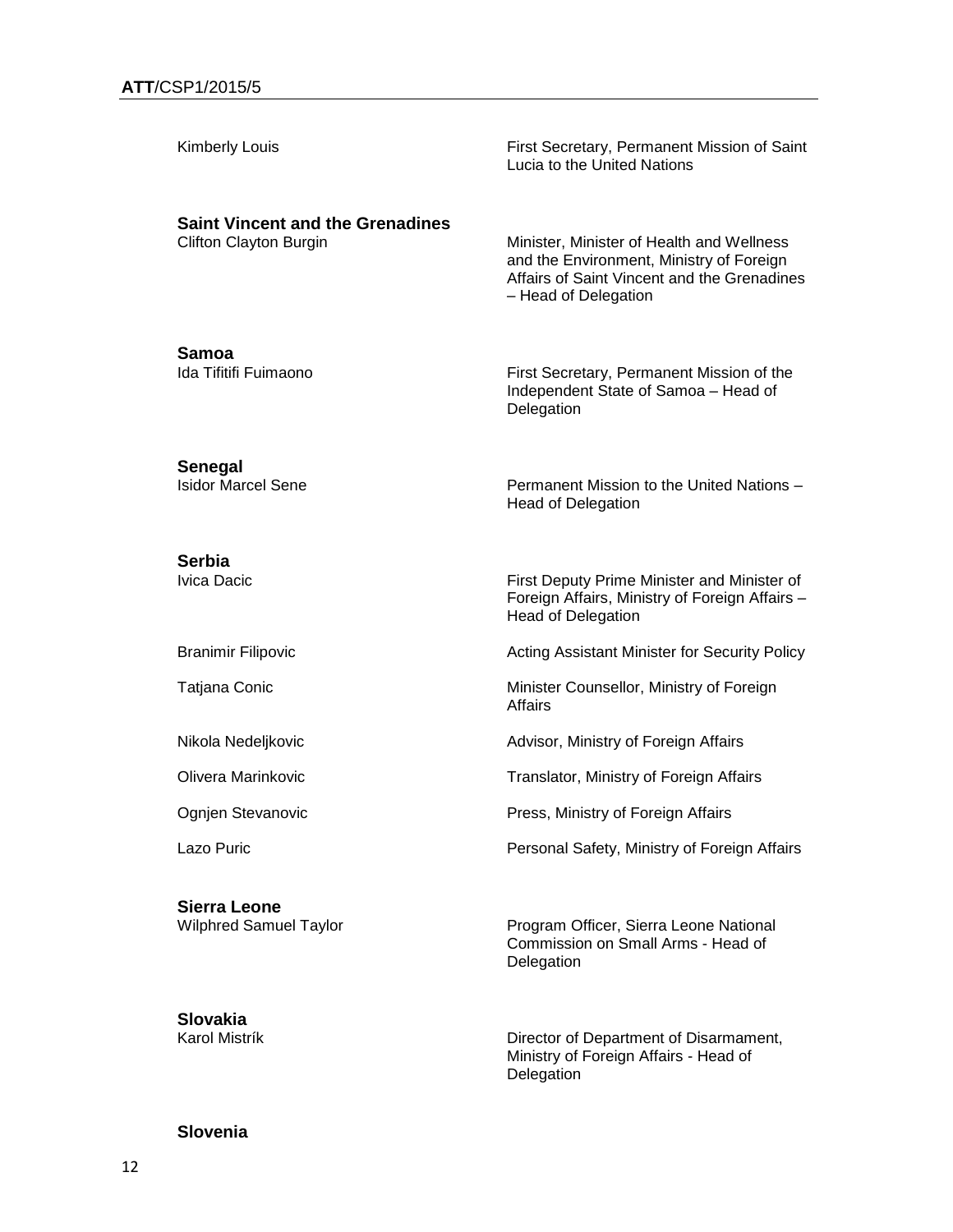| | |
|---|---|
| Kimberly Louis | First Secretary, Permanent Mission of Saint Lucia to the United Nations |

**Saint Vincent and the Grenadines**

| | |
|---|---|
| Clifton Clayton Burgin | Minister, Minister of Health and Wellness and the Environment, Ministry of Foreign Affairs of Saint Vincent and the Grenadines – Head of Delegation |

**Samoa**

| | |
|---|---|
| Ida Tifitifi Fuimaono | First Secretary, Permanent Mission of the Independent State of Samoa – Head of Delegation |

**Senegal**

| | |
|---|---|
| Isidor Marcel Sene | Permanent Mission to the United Nations – Head of Delegation |

**Serbia**

| | |
|---|---|
| Ivica Dacic | First Deputy Prime Minister and Minister of Foreign Affairs, Ministry of Foreign Affairs – Head of Delegation |
| Branimir Filipovic | Acting Assistant Minister for Security Policy |
| Tatjana Conic | Minister Counsellor, Ministry of Foreign Affairs |
| Nikola Nedeljkovic | Advisor, Ministry of Foreign Affairs |
| Olivera Marinkovic | Translator, Ministry of Foreign Affairs |
| Ognjen Stevanovic | Press, Ministry of Foreign Affairs |
| Lazo Puric | Personal Safety, Ministry of Foreign Affairs |

**Sierra Leone**

| | |
|---|---|
| Wilphred Samuel Taylor | Program Officer, Sierra Leone National Commission on Small Arms - Head of Delegation |

**Slovakia**

| | |
|---|---|
| Karol Mistrík | Director of Department of Disarmament, Ministry of Foreign Affairs - Head of Delegation |

**Slovenia**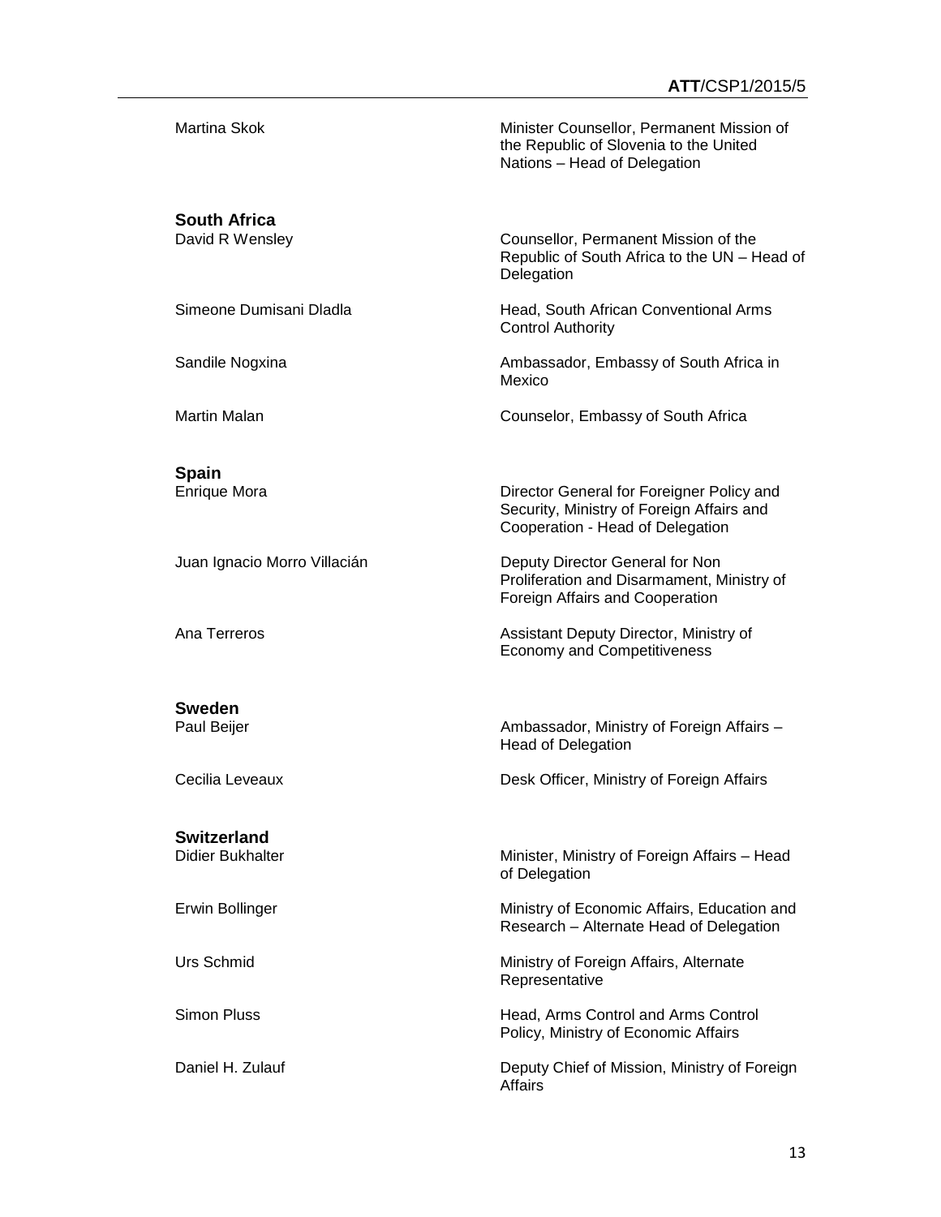Martina Skok — Minister Counsellor, Permanent Mission of the Republic of Slovenia to the United Nations – Head of Delegation

**South Africa**

David R Wensley — Counsellor, Permanent Mission of the Republic of South Africa to the UN – Head of Delegation

Simeone Dumisani Dladla — Head, South African Conventional Arms Control Authority

Sandile Nogxina — Ambassador, Embassy of South Africa in Mexico

Martin Malan — Counselor, Embassy of South Africa

**Spain**

Enrique Mora — Director General for Foreigner Policy and Security, Ministry of Foreign Affairs and Cooperation - Head of Delegation

Juan Ignacio Morro Villacián — Deputy Director General for Non Proliferation and Disarmament, Ministry of Foreign Affairs and Cooperation

Ana Terreros — Assistant Deputy Director, Ministry of Economy and Competitiveness

**Sweden**

Paul Beijer — Ambassador, Ministry of Foreign Affairs – Head of Delegation

Cecilia Leveaux — Desk Officer, Ministry of Foreign Affairs

**Switzerland**

Didier Bukhalter — Minister, Ministry of Foreign Affairs – Head of Delegation

Erwin Bollinger — Ministry of Economic Affairs, Education and Research – Alternate Head of Delegation

Urs Schmid — Ministry of Foreign Affairs, Alternate Representative

Simon Pluss — Head, Arms Control and Arms Control Policy, Ministry of Economic Affairs

Daniel H. Zulauf — Deputy Chief of Mission, Ministry of Foreign Affairs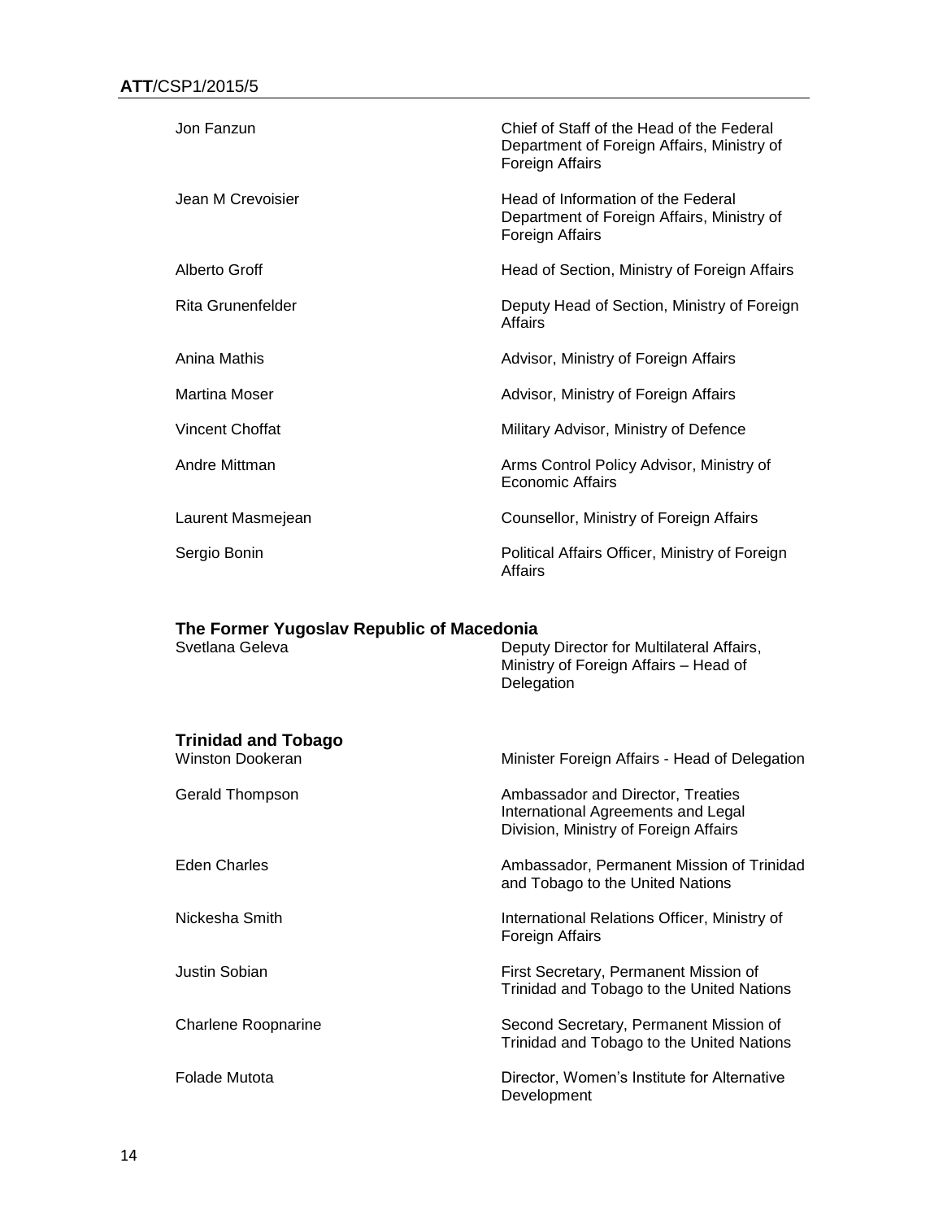| | |
|---|---|
| Jon Fanzun | Chief of Staff of the Head of the Federal Department of Foreign Affairs, Ministry of Foreign Affairs |
| Jean M Crevoisier | Head of Information of the Federal Department of Foreign Affairs, Ministry of Foreign Affairs |
| Alberto Groff | Head of Section, Ministry of Foreign Affairs |
| Rita Grunenfelder | Deputy Head of Section, Ministry of Foreign Affairs |
| Anina Mathis | Advisor, Ministry of Foreign Affairs |
| Martina Moser | Advisor, Ministry of Foreign Affairs |
| Vincent Choffat | Military Advisor, Ministry of Defence |
| Andre Mittman | Arms Control Policy Advisor, Ministry of Economic Affairs |
| Laurent Masmejean | Counsellor, Ministry of Foreign Affairs |
| Sergio Bonin | Political Affairs Officer, Ministry of Foreign Affairs |

**The Former Yugoslav Republic of Macedonia**

| | |
|---|---|
| Svetlana Geleva | Deputy Director for Multilateral Affairs, Ministry of Foreign Affairs – Head of Delegation |

**Trinidad and Tobago**

| | |
|---|---|
| Winston Dookeran | Minister Foreign Affairs - Head of Delegation |
| Gerald Thompson | Ambassador and Director, Treaties International Agreements and Legal Division, Ministry of Foreign Affairs |
| Eden Charles | Ambassador, Permanent Mission of Trinidad and Tobago to the United Nations |
| Nickesha Smith | International Relations Officer, Ministry of Foreign Affairs |
| Justin Sobian | First Secretary, Permanent Mission of Trinidad and Tobago to the United Nations |
| Charlene Roopnarine | Second Secretary, Permanent Mission of Trinidad and Tobago to the United Nations |
| Folade Mutota | Director, Women's Institute for Alternative Development |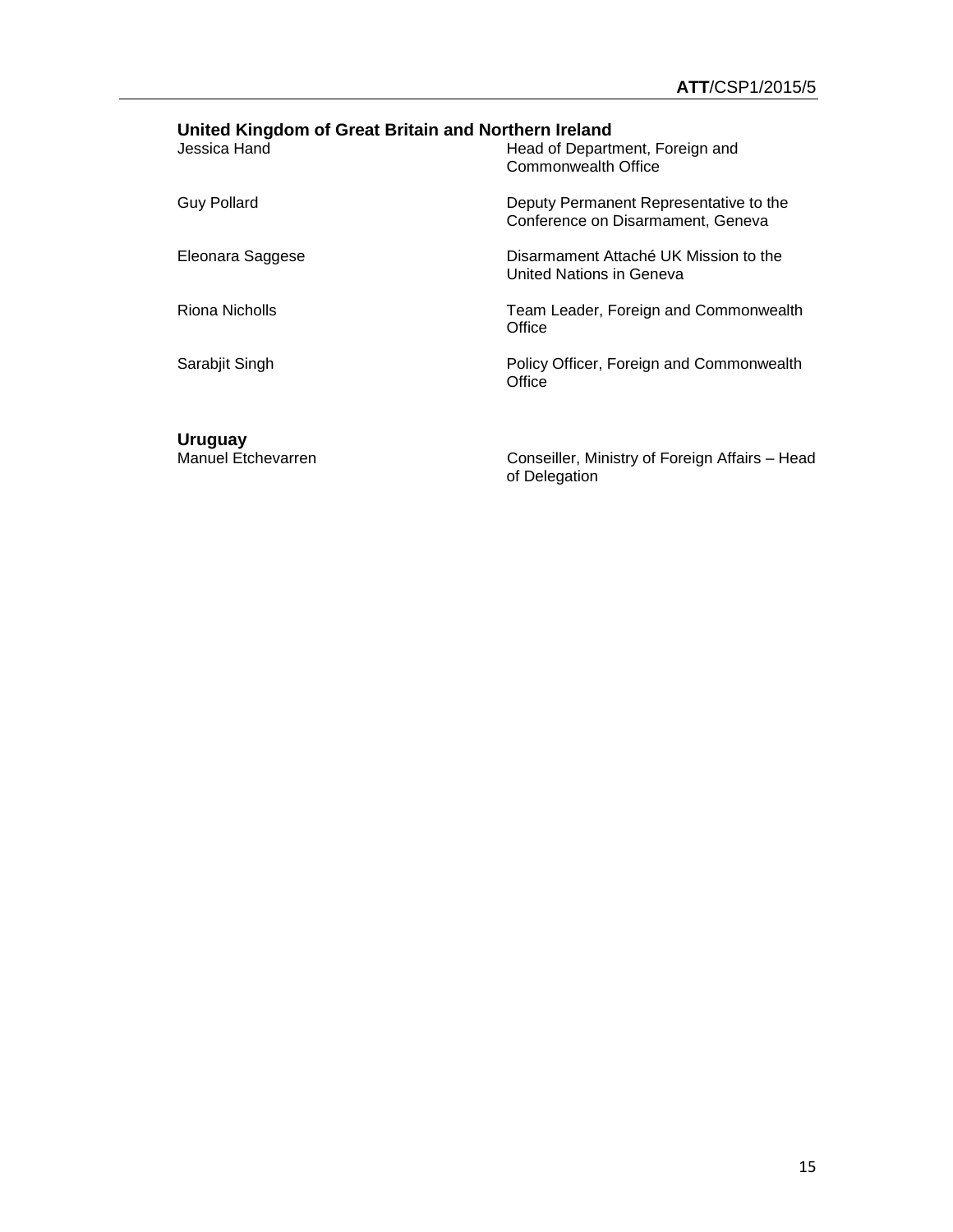**United Kingdom of Great Britain and Northern Ireland**

| | |
|---|---|
| Jessica Hand | Head of Department, Foreign and Commonwealth Office |
| Guy Pollard | Deputy Permanent Representative to the Conference on Disarmament, Geneva |
| Eleonara Saggese | Disarmament Attaché UK Mission to the United Nations in Geneva |
| Riona Nicholls | Team Leader, Foreign and Commonwealth Office |
| Sarabjit Singh | Policy Officer, Foreign and Commonwealth Office |

**Uruguay**

| | |
|---|---|
| Manuel Etchevarren | Conseiller, Ministry of Foreign Affairs – Head of Delegation |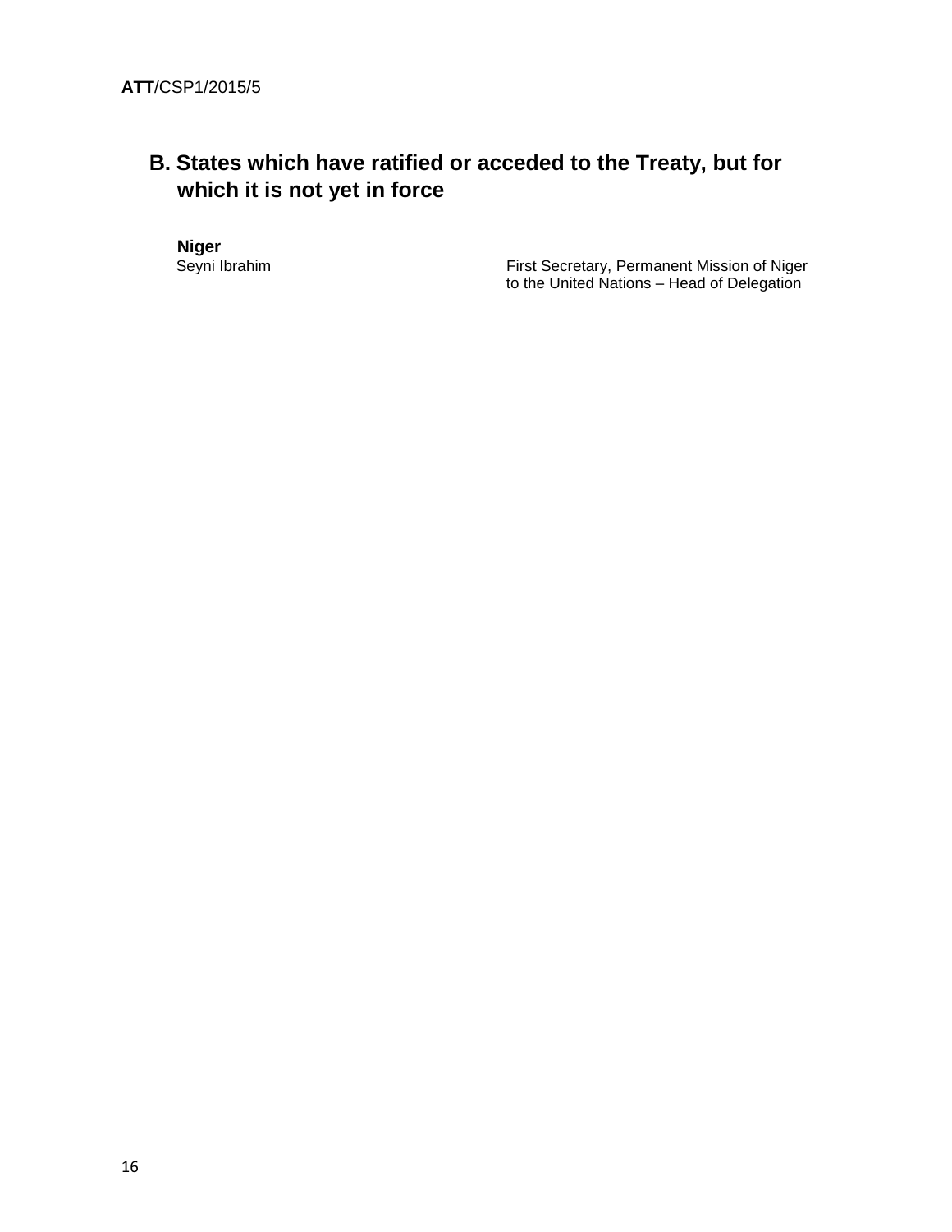## B. States which have ratified or acceded to the Treaty, but for which it is not yet in force

**Niger**

| | |
|---|---|
| Seyni Ibrahim | First Secretary, Permanent Mission of Niger to the United Nations – Head of Delegation |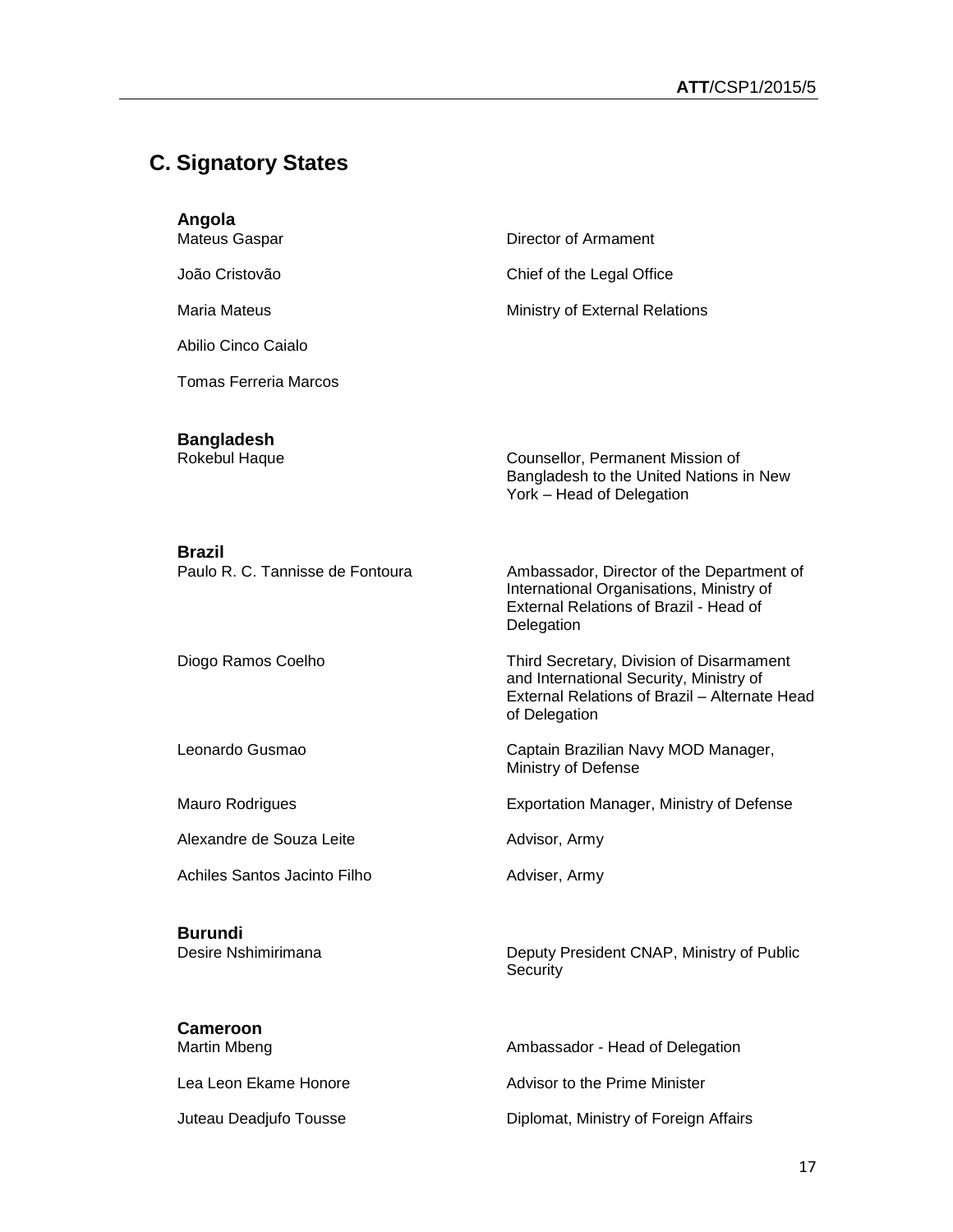## C. Signatory States

**Angola**

| | |
|---|---|
| Mateus Gaspar | Director of Armament |
| João Cristovão | Chief of the Legal Office |
| Maria Mateus | Ministry of External Relations |
| Abilio Cinco Caialo | |
| Tomas Ferreria Marcos | |

**Bangladesh**

| | |
|---|---|
| Rokebul Haque | Counsellor, Permanent Mission of Bangladesh to the United Nations in New York – Head of Delegation |

**Brazil**

| | |
|---|---|
| Paulo R. C. Tannisse de Fontoura | Ambassador, Director of the Department of International Organisations, Ministry of External Relations of Brazil - Head of Delegation |
| Diogo Ramos Coelho | Third Secretary, Division of Disarmament and International Security, Ministry of External Relations of Brazil – Alternate Head of Delegation |
| Leonardo Gusmao | Captain Brazilian Navy MOD Manager, Ministry of Defense |
| Mauro Rodrigues | Exportation Manager, Ministry of Defense |
| Alexandre de Souza Leite | Advisor, Army |
| Achiles Santos Jacinto Filho | Adviser, Army |

**Burundi**

| | |
|---|---|
| Desire Nshimirimana | Deputy President CNAP, Ministry of Public Security |

**Cameroon**

| | |
|---|---|
| Martin Mbeng | Ambassador - Head of Delegation |
| Lea Leon Ekame Honore | Advisor to the Prime Minister |
| Juteau Deadjufo Tousse | Diplomat, Ministry of Foreign Affairs |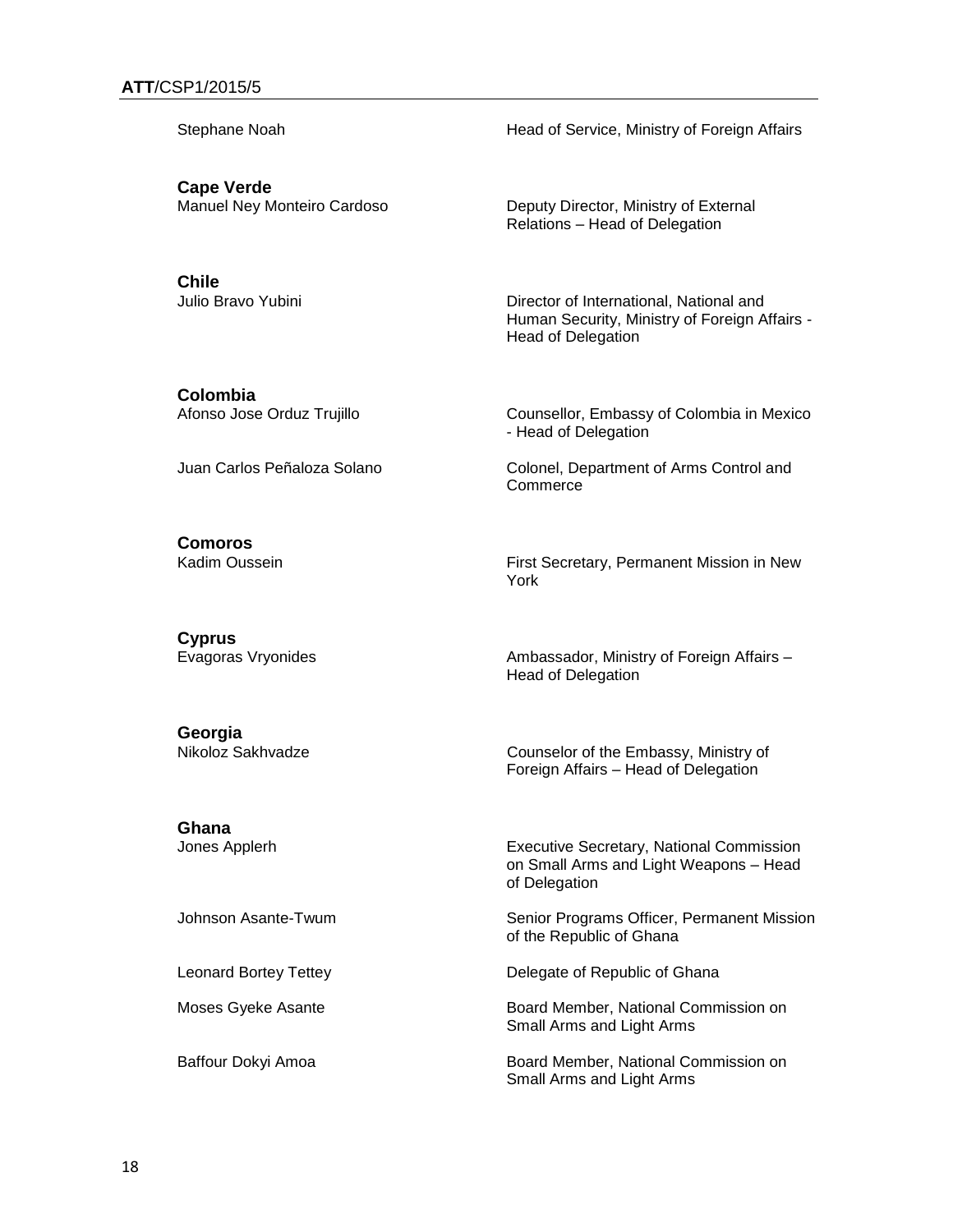Stephane Noah | Head of Service, Ministry of Foreign Affairs

**Cape Verde**

Manuel Ney Monteiro Cardoso | Deputy Director, Ministry of External Relations – Head of Delegation

**Chile**

Julio Bravo Yubini | Director of International, National and Human Security, Ministry of Foreign Affairs - Head of Delegation

**Colombia**

Afonso Jose Orduz Trujillo | Counsellor, Embassy of Colombia in Mexico - Head of Delegation

Juan Carlos Peñaloza Solano | Colonel, Department of Arms Control and Commerce

**Comoros**

Kadim Oussein | First Secretary, Permanent Mission in New York

**Cyprus**

Evagoras Vryonides | Ambassador, Ministry of Foreign Affairs – Head of Delegation

**Georgia**

Nikoloz Sakhvadze | Counselor of the Embassy, Ministry of Foreign Affairs – Head of Delegation

**Ghana**

Jones Applerh | Executive Secretary, National Commission on Small Arms and Light Weapons – Head of Delegation

Johnson Asante-Twum | Senior Programs Officer, Permanent Mission of the Republic of Ghana

Leonard Bortey Tettey | Delegate of Republic of Ghana

Moses Gyeke Asante | Board Member, National Commission on Small Arms and Light Arms

Baffour Dokyi Amoa | Board Member, National Commission on Small Arms and Light Arms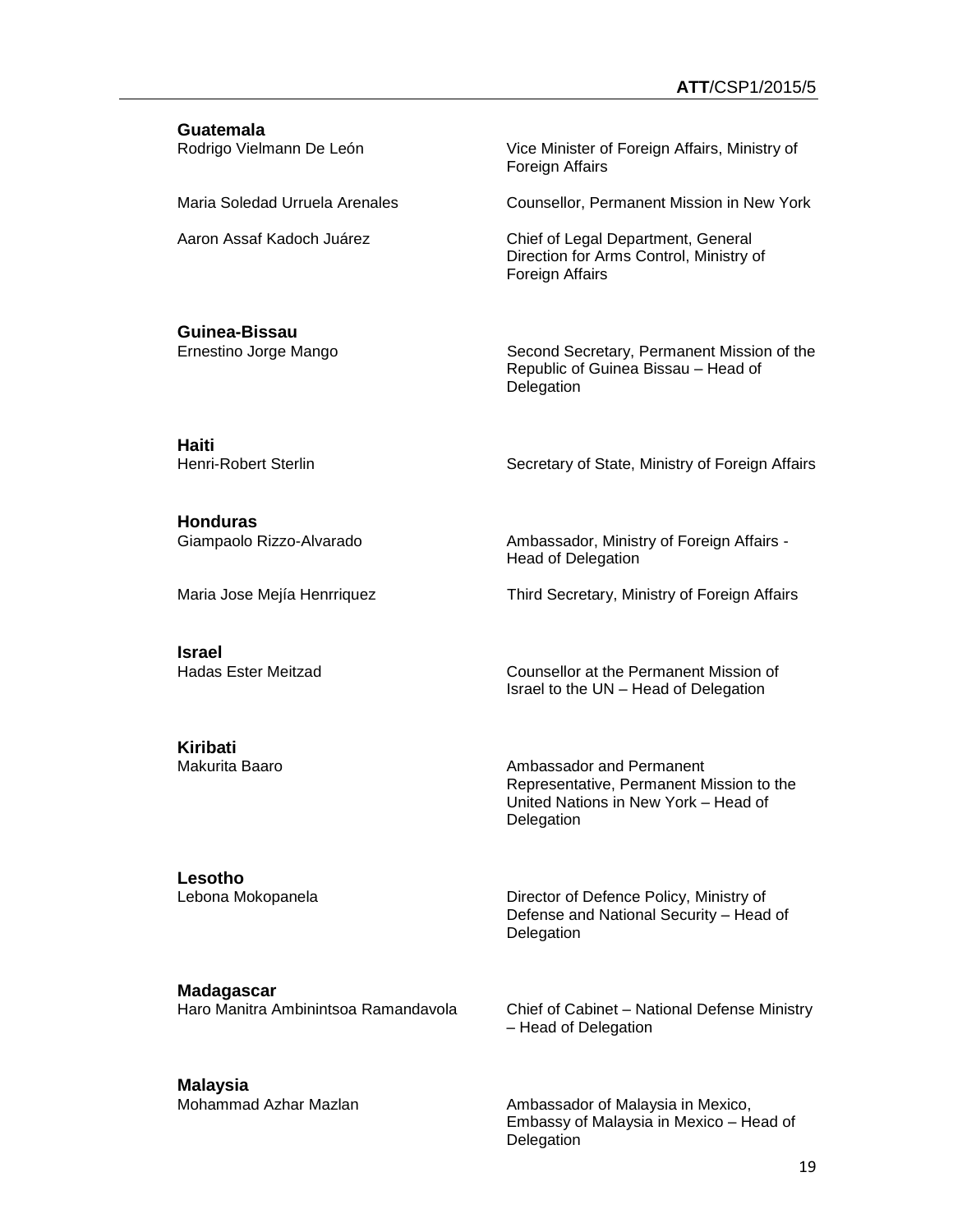**Guatemala**

| | |
|---|---|
| Rodrigo Vielmann De León | Vice Minister of Foreign Affairs, Ministry of Foreign Affairs |
| Maria Soledad Urruela Arenales | Counsellor, Permanent Mission in New York |
| Aaron Assaf Kadoch Juárez | Chief of Legal Department, General Direction for Arms Control, Ministry of Foreign Affairs |

**Guinea-Bissau**

| | |
|---|---|
| Ernestino Jorge Mango | Second Secretary, Permanent Mission of the Republic of Guinea Bissau – Head of Delegation |

**Haiti**

| | |
|---|---|
| Henri-Robert Sterlin | Secretary of State, Ministry of Foreign Affairs |

**Honduras**

| | |
|---|---|
| Giampaolo Rizzo-Alvarado | Ambassador, Ministry of Foreign Affairs - Head of Delegation |
| Maria Jose Mejía Henrriquez | Third Secretary, Ministry of Foreign Affairs |

**Israel**

| | |
|---|---|
| Hadas Ester Meitzad | Counsellor at the Permanent Mission of Israel to the UN – Head of Delegation |

**Kiribati**

| | |
|---|---|
| Makurita Baaro | Ambassador and Permanent Representative, Permanent Mission to the United Nations in New York – Head of Delegation |

**Lesotho**

| | |
|---|---|
| Lebona Mokopanela | Director of Defence Policy, Ministry of Defense and National Security – Head of Delegation |

**Madagascar**

| | |
|---|---|
| Haro Manitra Ambinintsoa Ramandavola | Chief of Cabinet – National Defense Ministry – Head of Delegation |

**Malaysia**

| | |
|---|---|
| Mohammad Azhar Mazlan | Ambassador of Malaysia in Mexico, Embassy of Malaysia in Mexico – Head of Delegation |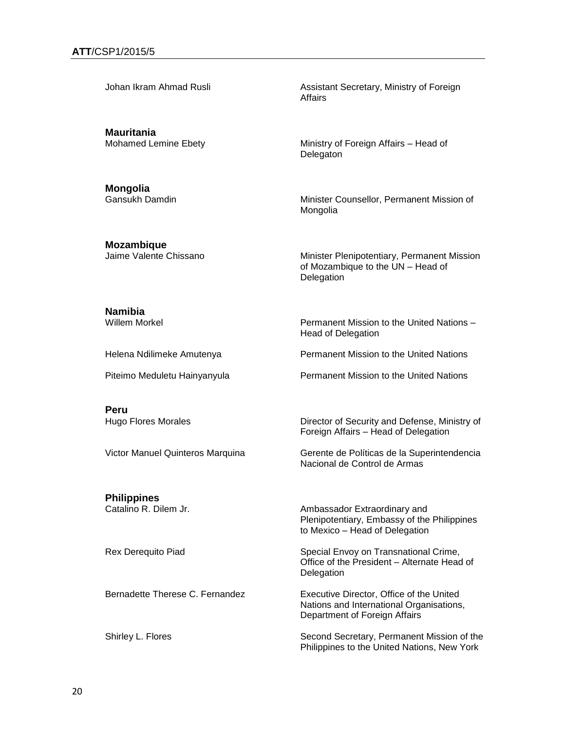| | |
|---|---|
| Johan Ikram Ahmad Rusli | Assistant Secretary, Ministry of Foreign Affairs |
| **Mauritania** | |
| Mohamed Lemine Ebety | Ministry of Foreign Affairs – Head of Delegaton |
| **Mongolia** | |
| Gansukh Damdin | Minister Counsellor, Permanent Mission of Mongolia |
| **Mozambique** | |
| Jaime Valente Chissano | Minister Plenipotentiary, Permanent Mission of Mozambique to the UN – Head of Delegation |
| **Namibia** | |
| Willem Morkel | Permanent Mission to the United Nations – Head of Delegation |
| Helena Ndilimeke Amutenya | Permanent Mission to the United Nations |
| Piteimo Meduletu Hainyanyula | Permanent Mission to the United Nations |
| **Peru** | |
| Hugo Flores Morales | Director of Security and Defense, Ministry of Foreign Affairs – Head of Delegation |
| Victor Manuel Quinteros Marquina | Gerente de Políticas de la Superintendencia Nacional de Control de Armas |
| **Philippines** | |
| Catalino R. Dilem Jr. | Ambassador Extraordinary and Plenipotentiary, Embassy of the Philippines to Mexico – Head of Delegation |
| Rex Derequito Piad | Special Envoy on Transnational Crime, Office of the President – Alternate Head of Delegation |
| Bernadette Therese C. Fernandez | Executive Director, Office of the United Nations and International Organisations, Department of Foreign Affairs |
| Shirley L. Flores | Second Secretary, Permanent Mission of the Philippines to the United Nations, New York |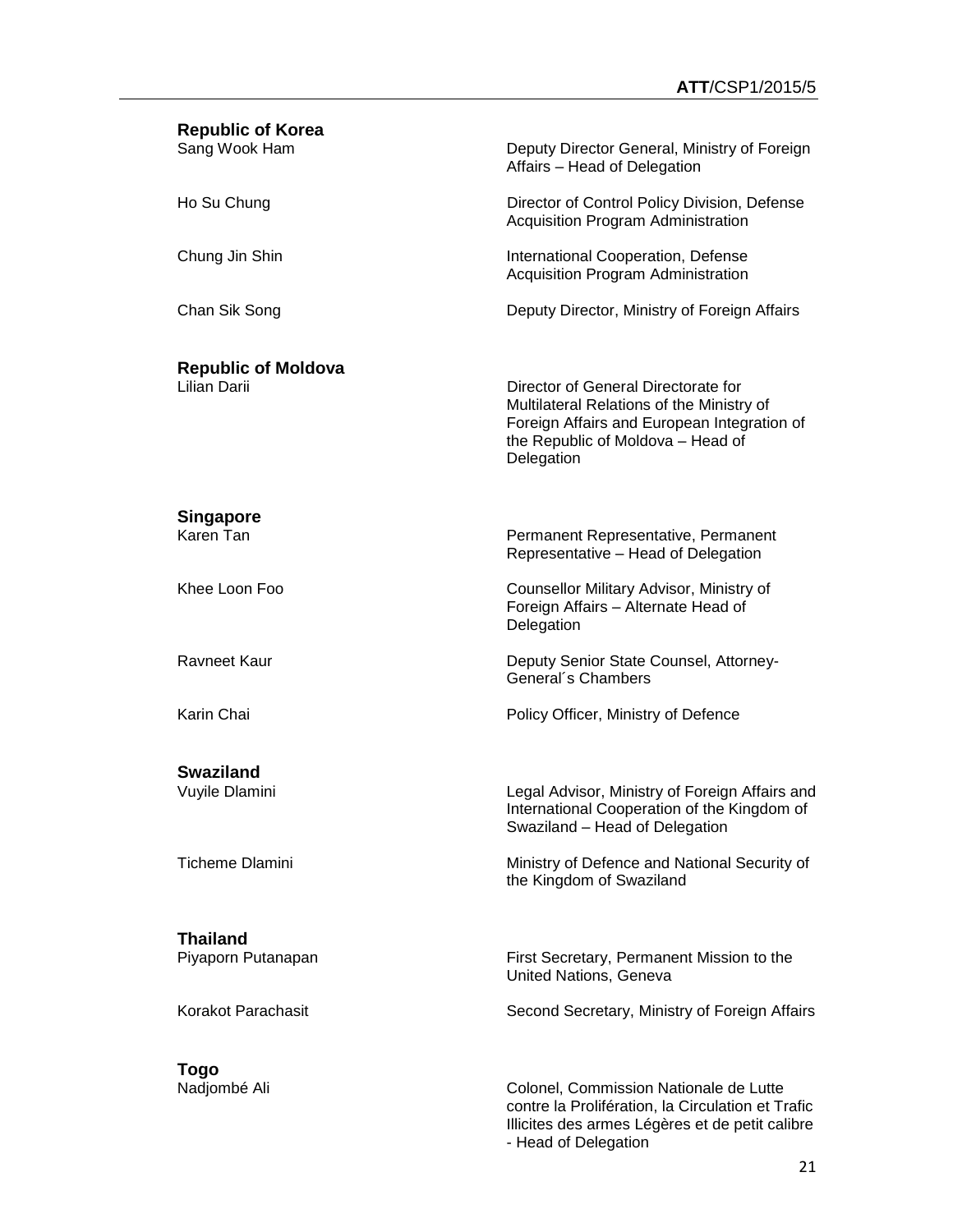**Republic of Korea**

| | |
|---|---|
| Sang Wook Ham | Deputy Director General, Ministry of Foreign Affairs – Head of Delegation |
| Ho Su Chung | Director of Control Policy Division, Defense Acquisition Program Administration |
| Chung Jin Shin | International Cooperation, Defense Acquisition Program Administration |
| Chan Sik Song | Deputy Director, Ministry of Foreign Affairs |

**Republic of Moldova**

| | |
|---|---|
| Lilian Darii | Director of General Directorate for Multilateral Relations of the Ministry of Foreign Affairs and European Integration of the Republic of Moldova – Head of Delegation |

**Singapore**

| | |
|---|---|
| Karen Tan | Permanent Representative, Permanent Representative – Head of Delegation |
| Khee Loon Foo | Counsellor Military Advisor, Ministry of Foreign Affairs – Alternate Head of Delegation |
| Ravneet Kaur | Deputy Senior State Counsel, Attorney-General´s Chambers |
| Karin Chai | Policy Officer, Ministry of Defence |

**Swaziland**

| | |
|---|---|
| Vuyile Dlamini | Legal Advisor, Ministry of Foreign Affairs and International Cooperation of the Kingdom of Swaziland – Head of Delegation |
| Ticheme Dlamini | Ministry of Defence and National Security of the Kingdom of Swaziland |

**Thailand**

| | |
|---|---|
| Piyaporn Putanapan | First Secretary, Permanent Mission to the United Nations, Geneva |
| Korakot Parachasit | Second Secretary, Ministry of Foreign Affairs |

**Togo**

| | |
|---|---|
| Nadjombé Ali | Colonel, Commission Nationale de Lutte contre la Prolifération, la Circulation et Trafic Illicites des armes Légères et de petit calibre - Head of Delegation |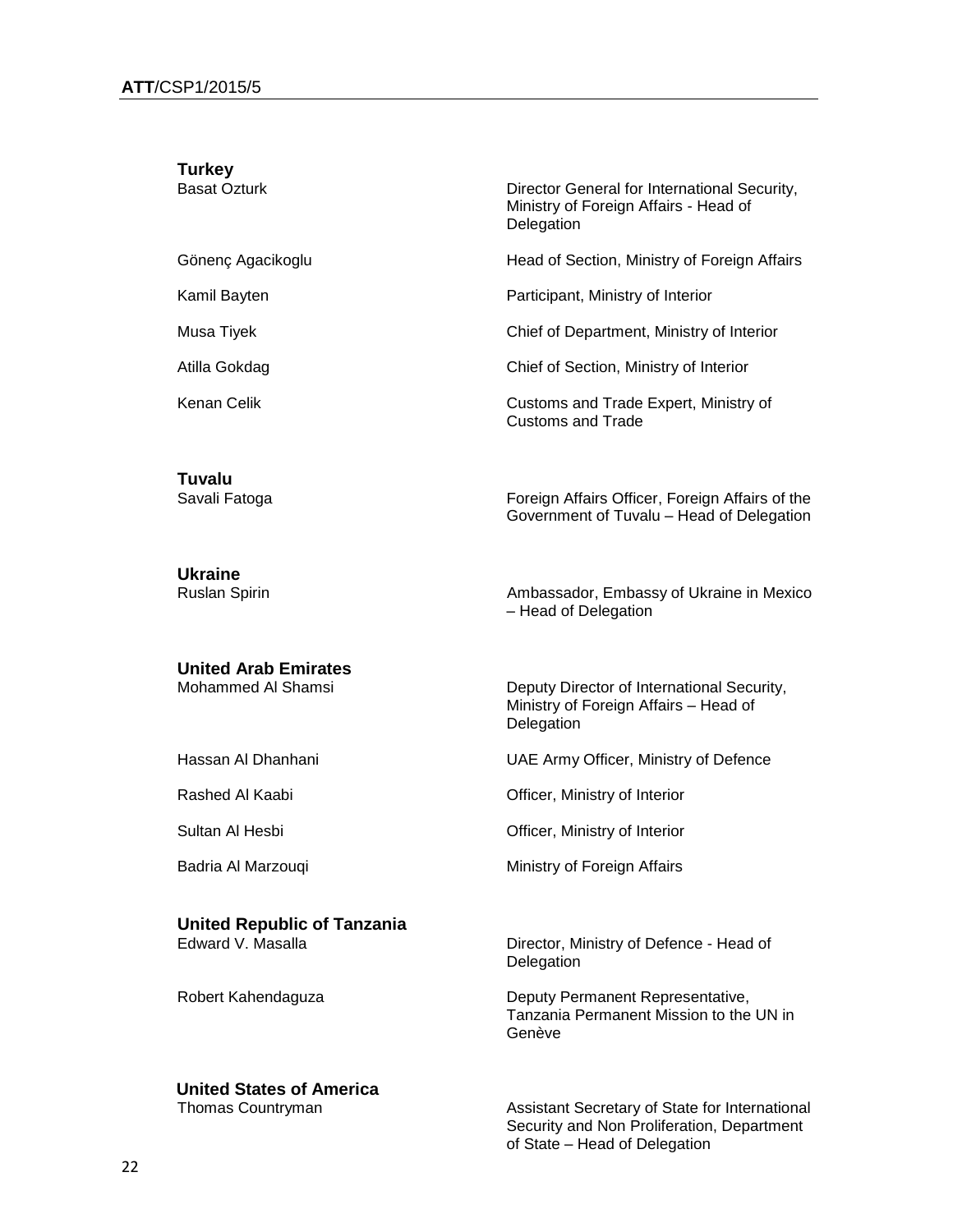**Turkey**

| | |
|---|---|
| Basat Ozturk | Director General for International Security, Ministry of Foreign Affairs - Head of Delegation |
| Gönenç Agacikoglu | Head of Section, Ministry of Foreign Affairs |
| Kamil Bayten | Participant, Ministry of Interior |
| Musa Tiyek | Chief of Department, Ministry of Interior |
| Atilla Gokdag | Chief of Section, Ministry of Interior |
| Kenan Celik | Customs and Trade Expert, Ministry of Customs and Trade |

**Tuvalu**

| | |
|---|---|
| Savali Fatoga | Foreign Affairs Officer, Foreign Affairs of the Government of Tuvalu – Head of Delegation |

**Ukraine**

| | |
|---|---|
| Ruslan Spirin | Ambassador, Embassy of Ukraine in Mexico – Head of Delegation |

**United Arab Emirates**

| | |
|---|---|
| Mohammed Al Shamsi | Deputy Director of International Security, Ministry of Foreign Affairs – Head of Delegation |
| Hassan Al Dhanhani | UAE Army Officer, Ministry of Defence |
| Rashed Al Kaabi | Officer, Ministry of Interior |
| Sultan Al Hesbi | Officer, Ministry of Interior |
| Badria Al Marzouqi | Ministry of Foreign Affairs |

**United Republic of Tanzania**

| | |
|---|---|
| Edward V. Masalla | Director, Ministry of Defence - Head of Delegation |
| Robert Kahendaguza | Deputy Permanent Representative, Tanzania Permanent Mission to the UN in Genève |

**United States of America**

| | |
|---|---|
| Thomas Countryman | Assistant Secretary of State for International Security and Non Proliferation, Department of State – Head of Delegation |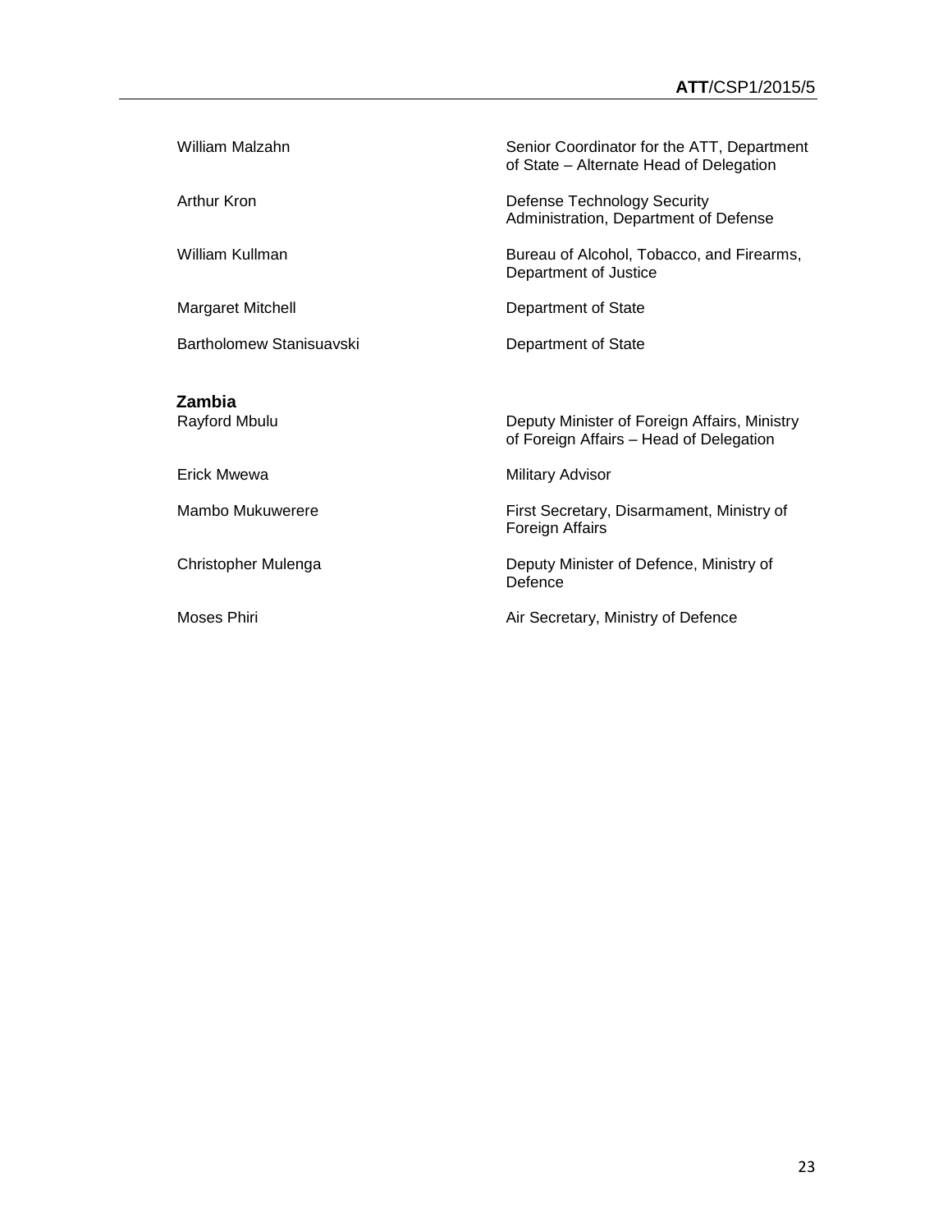| | |
|---|---|
| William Malzahn | Senior Coordinator for the ATT, Department of State – Alternate Head of Delegation |
| Arthur Kron | Defense Technology Security Administration, Department of Defense |
| William Kullman | Bureau of Alcohol, Tobacco, and Firearms, Department of Justice |
| Margaret Mitchell | Department of State |
| Bartholomew Stanisuavski | Department of State |

**Zambia**

| | |
|---|---|
| Rayford Mbulu | Deputy Minister of Foreign Affairs, Ministry of Foreign Affairs – Head of Delegation |
| Erick Mwewa | Military Advisor |
| Mambo Mukuwerere | First Secretary, Disarmament, Ministry of Foreign Affairs |
| Christopher Mulenga | Deputy Minister of Defence, Ministry of Defence |
| Moses Phiri | Air Secretary, Ministry of Defence |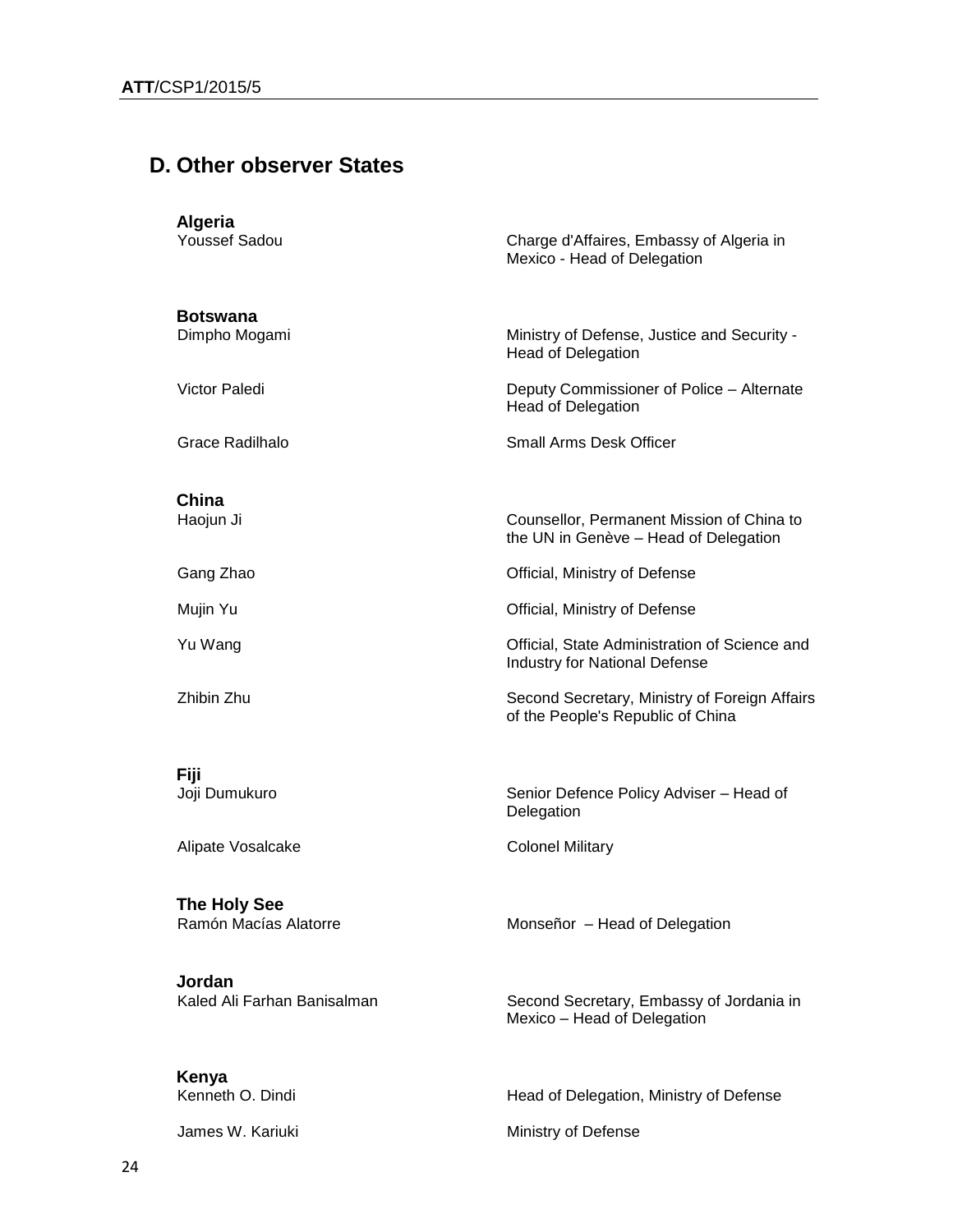## D. Other observer States

**Algeria**

| | |
|---|---|
| Youssef Sadou | Charge d'Affaires, Embassy of Algeria in Mexico - Head of Delegation |

**Botswana**

| | |
|---|---|
| Dimpho Mogami | Ministry of Defense, Justice and Security - Head of Delegation |
| Victor Paledi | Deputy Commissioner of Police – Alternate Head of Delegation |
| Grace Radilhalo | Small Arms Desk Officer |

**China**

| | |
|---|---|
| Haojun Ji | Counsellor, Permanent Mission of China to the UN in Genève – Head of Delegation |
| Gang Zhao | Official, Ministry of Defense |
| Mujin Yu | Official, Ministry of Defense |
| Yu Wang | Official, State Administration of Science and Industry for National Defense |
| Zhibin Zhu | Second Secretary, Ministry of Foreign Affairs of the People's Republic of China |

**Fiji**

| | |
|---|---|
| Joji Dumukuro | Senior Defence Policy Adviser – Head of Delegation |
| Alipate Vosalcake | Colonel Military |

**The Holy See**

| | |
|---|---|
| Ramón Macías Alatorre | Monseñor – Head of Delegation |

**Jordan**

| | |
|---|---|
| Kaled Ali Farhan Banisalman | Second Secretary, Embassy of Jordania in Mexico – Head of Delegation |

**Kenya**

| | |
|---|---|
| Kenneth O. Dindi | Head of Delegation, Ministry of Defense |
| James W. Kariuki | Ministry of Defense |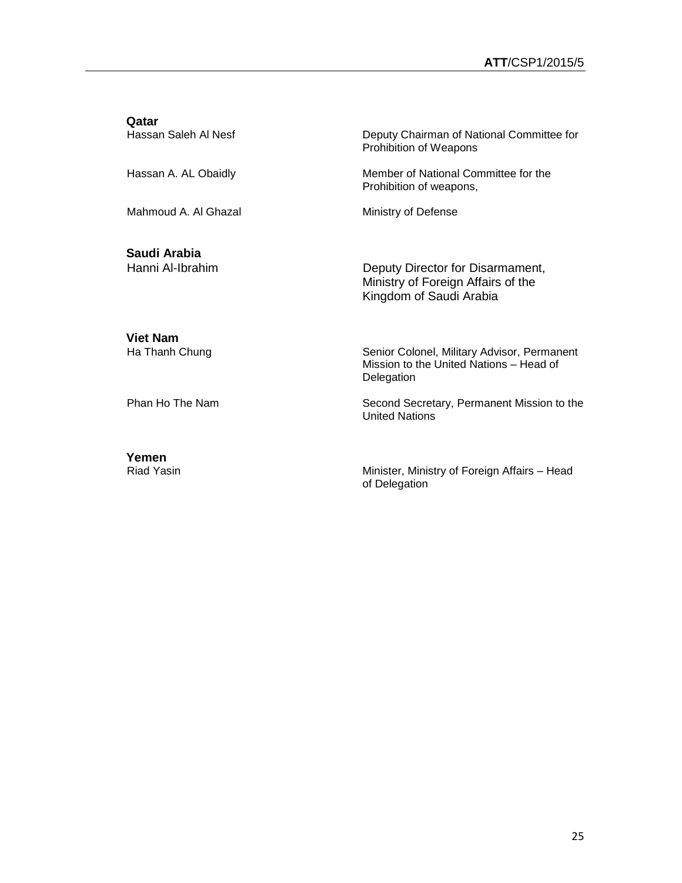**Qatar**

| | |
|---|---|
| Hassan Saleh Al Nesf | Deputy Chairman of National Committee for Prohibition of Weapons |
| Hassan A. AL Obaidly | Member of National Committee for the Prohibition of weapons, |
| Mahmoud A. Al Ghazal | Ministry of Defense |

**Saudi Arabia**

| | |
|---|---|
| Hanni Al-Ibrahim | Deputy Director for Disarmament, Ministry of Foreign Affairs of the Kingdom of Saudi Arabia |

**Viet Nam**

| | |
|---|---|
| Ha Thanh Chung | Senior Colonel, Military Advisor, Permanent Mission to the United Nations – Head of Delegation |
| Phan Ho The Nam | Second Secretary, Permanent Mission to the United Nations |

**Yemen**

| | |
|---|---|
| Riad Yasin | Minister, Ministry of Foreign Affairs – Head of Delegation |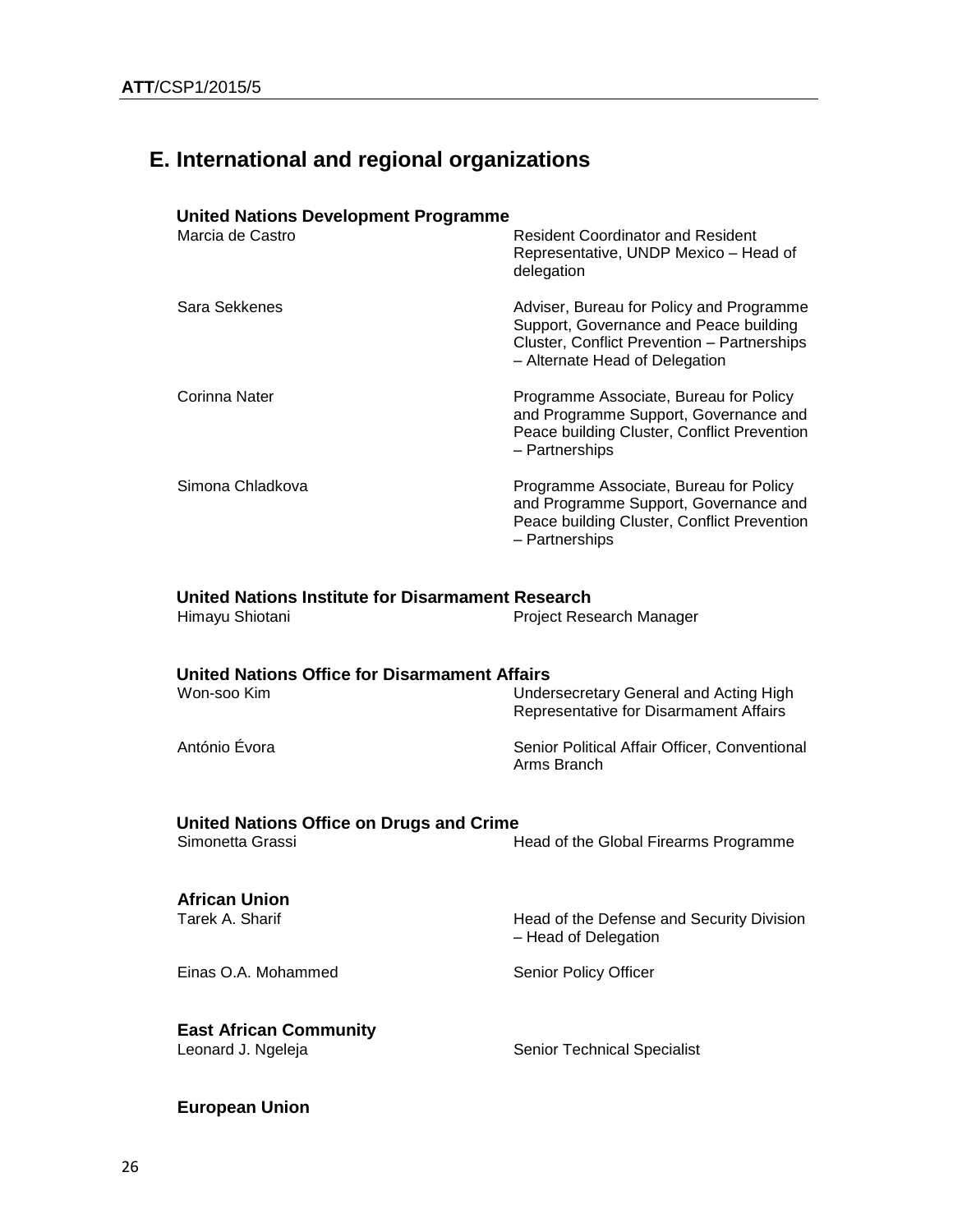## E. International and regional organizations

### United Nations Development Programme

| | |
|---|---|
| Marcia de Castro | Resident Coordinator and Resident Representative, UNDP Mexico – Head of delegation |
| Sara Sekkenes | Adviser, Bureau for Policy and Programme Support, Governance and Peace building Cluster, Conflict Prevention – Partnerships – Alternate Head of Delegation |
| Corinna Nater | Programme Associate, Bureau for Policy and Programme Support, Governance and Peace building Cluster, Conflict Prevention – Partnerships |
| Simona Chladkova | Programme Associate, Bureau for Policy and Programme Support, Governance and Peace building Cluster, Conflict Prevention – Partnerships |

### United Nations Institute for Disarmament Research

| | |
|---|---|
| Himayu Shiotani | Project Research Manager |

### United Nations Office for Disarmament Affairs

| | |
|---|---|
| Won-soo Kim | Undersecretary General and Acting High Representative for Disarmament Affairs |
| António Évora | Senior Political Affair Officer, Conventional Arms Branch |

### United Nations Office on Drugs and Crime

| | |
|---|---|
| Simonetta Grassi | Head of the Global Firearms Programme |

### African Union

| | |
|---|---|
| Tarek A. Sharif | Head of the Defense and Security Division – Head of Delegation |
| Einas O.A. Mohammed | Senior Policy Officer |

### East African Community

| | |
|---|---|
| Leonard J. Ngeleja | Senior Technical Specialist |

### European Union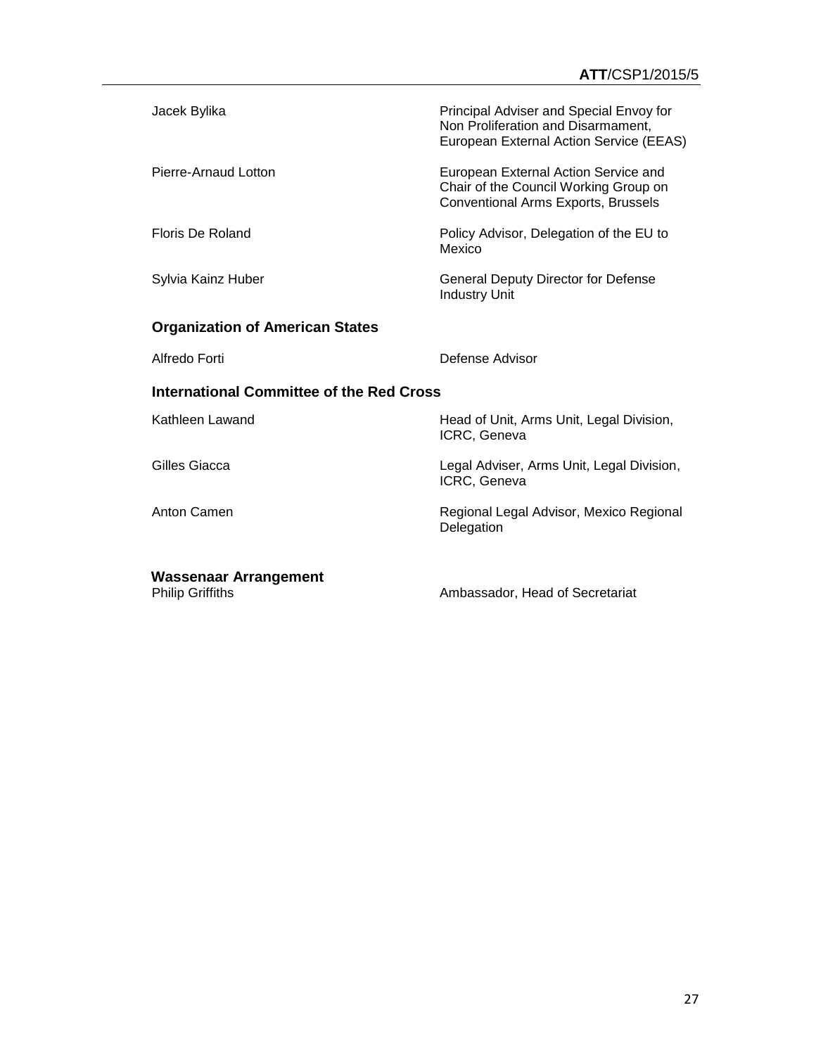| | |
|---|---|
| Jacek Bylika | Principal Adviser and Special Envoy for Non Proliferation and Disarmament, European External Action Service (EEAS) |
| Pierre-Arnaud Lotton | European External Action Service and Chair of the Council Working Group on Conventional Arms Exports, Brussels |
| Floris De Roland | Policy Advisor, Delegation of the EU to Mexico |
| Sylvia Kainz Huber | General Deputy Director for Defense Industry Unit |

### Organization of American States

| | |
|---|---|
| Alfredo Forti | Defense Advisor |

### International Committee of the Red Cross

| | |
|---|---|
| Kathleen Lawand | Head of Unit, Arms Unit, Legal Division, ICRC, Geneva |
| Gilles Giacca | Legal Adviser, Arms Unit, Legal Division, ICRC, Geneva |
| Anton Camen | Regional Legal Advisor, Mexico Regional Delegation |

### Wassenaar Arrangement

| | |
|---|---|
| Philip Griffiths | Ambassador, Head of Secretariat |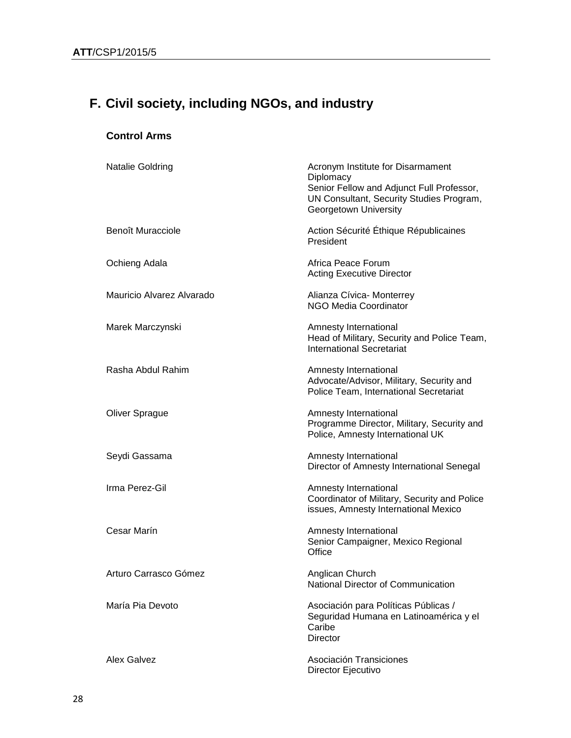## F. Civil society, including NGOs, and industry

### Control Arms

| | |
|---|---|
| Natalie Goldring | Acronym Institute for Disarmament Diplomacy<br>Senior Fellow and Adjunct Full Professor, UN Consultant, Security Studies Program, Georgetown University |
| Benoît Muracciole | Action Sécurité Éthique Républicaines<br>President |
| Ochieng Adala | Africa Peace Forum<br>Acting Executive Director |
| Mauricio Alvarez Alvarado | Alianza Cívica- Monterrey<br>NGO Media Coordinator |
| Marek Marczynski | Amnesty International<br>Head of Military, Security and Police Team, International Secretariat |
| Rasha Abdul Rahim | Amnesty International<br>Advocate/Advisor, Military, Security and Police Team, International Secretariat |
| Oliver Sprague | Amnesty International<br>Programme Director, Military, Security and Police, Amnesty International UK |
| Seydi Gassama | Amnesty International<br>Director of Amnesty International Senegal |
| Irma Perez-Gil | Amnesty International<br>Coordinator of Military, Security and Police issues, Amnesty International Mexico |
| Cesar Marín | Amnesty International<br>Senior Campaigner, Mexico Regional Office |
| Arturo Carrasco Gómez | Anglican Church<br>National Director of Communication |
| María Pia Devoto | Asociación para Políticas Públicas / Seguridad Humana en Latinoamérica y el Caribe<br>Director |
| Alex Galvez | Asociación Transiciones<br>Director Ejecutivo |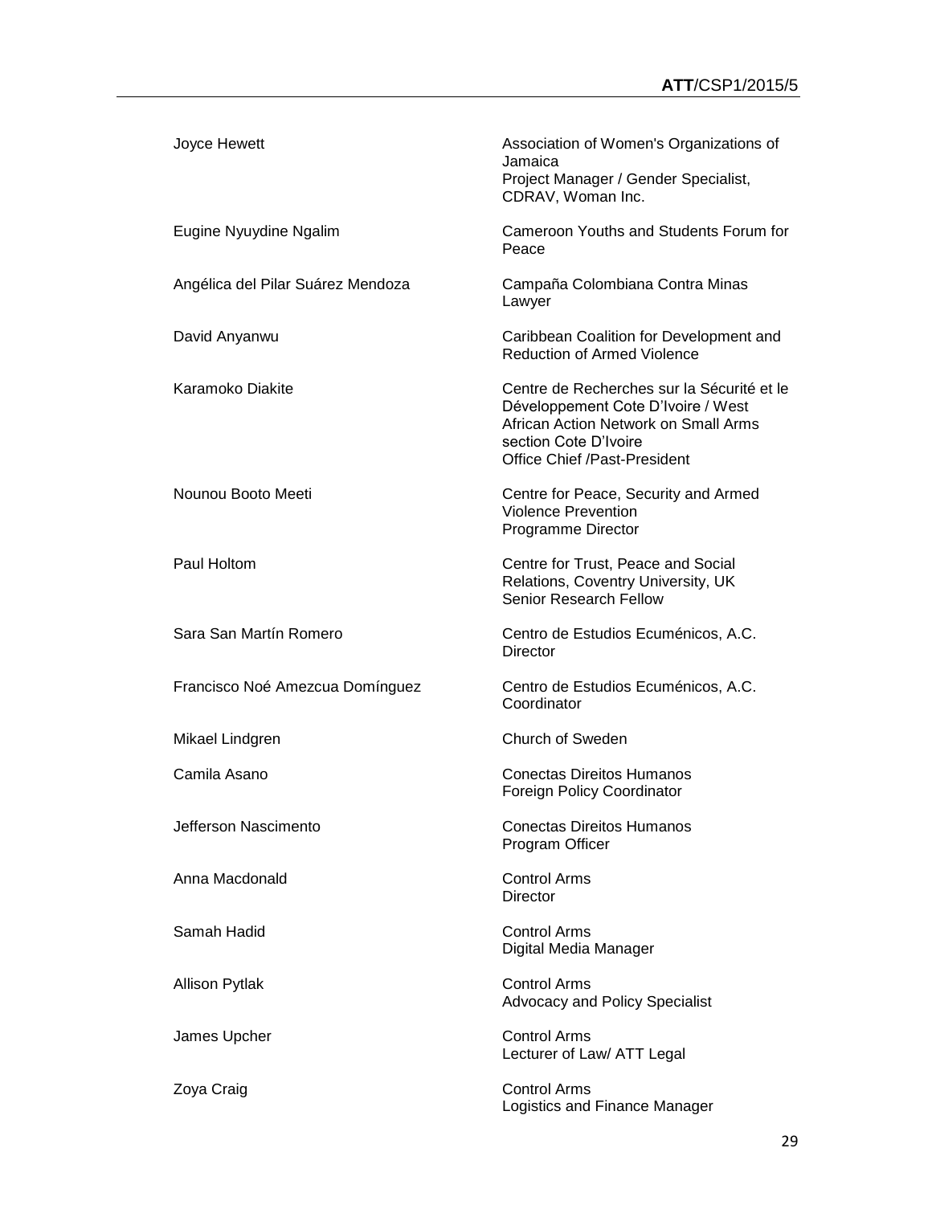| | |
|---|---|
| Joyce Hewett | Association of Women's Organizations of Jamaica<br>Project Manager / Gender Specialist, CDRAV, Woman Inc. |
| Eugine Nyuydine Ngalim | Cameroon Youths and Students Forum for Peace |
| Angélica del Pilar Suárez Mendoza | Campaña Colombiana Contra Minas<br>Lawyer |
| David Anyanwu | Caribbean Coalition for Development and Reduction of Armed Violence |
| Karamoko Diakite | Centre de Recherches sur la Sécurité et le Développement Cote D'Ivoire / West African Action Network on Small Arms section Cote D'Ivoire<br>Office Chief /Past-President |
| Nounou Booto Meeti | Centre for Peace, Security and Armed Violence Prevention<br>Programme Director |
| Paul Holtom | Centre for Trust, Peace and Social Relations, Coventry University, UK<br>Senior Research Fellow |
| Sara San Martín Romero | Centro de Estudios Ecuménicos, A.C.<br>Director |
| Francisco Noé Amezcua Domínguez | Centro de Estudios Ecuménicos, A.C.<br>Coordinator |
| Mikael Lindgren | Church of Sweden |
| Camila Asano | Conectas Direitos Humanos<br>Foreign Policy Coordinator |
| Jefferson Nascimento | Conectas Direitos Humanos<br>Program Officer |
| Anna Macdonald | Control Arms<br>Director |
| Samah Hadid | Control Arms<br>Digital Media Manager |
| Allison Pytlak | Control Arms<br>Advocacy and Policy Specialist |
| James Upcher | Control Arms<br>Lecturer of Law/ ATT Legal |
| Zoya Craig | Control Arms<br>Logistics and Finance Manager |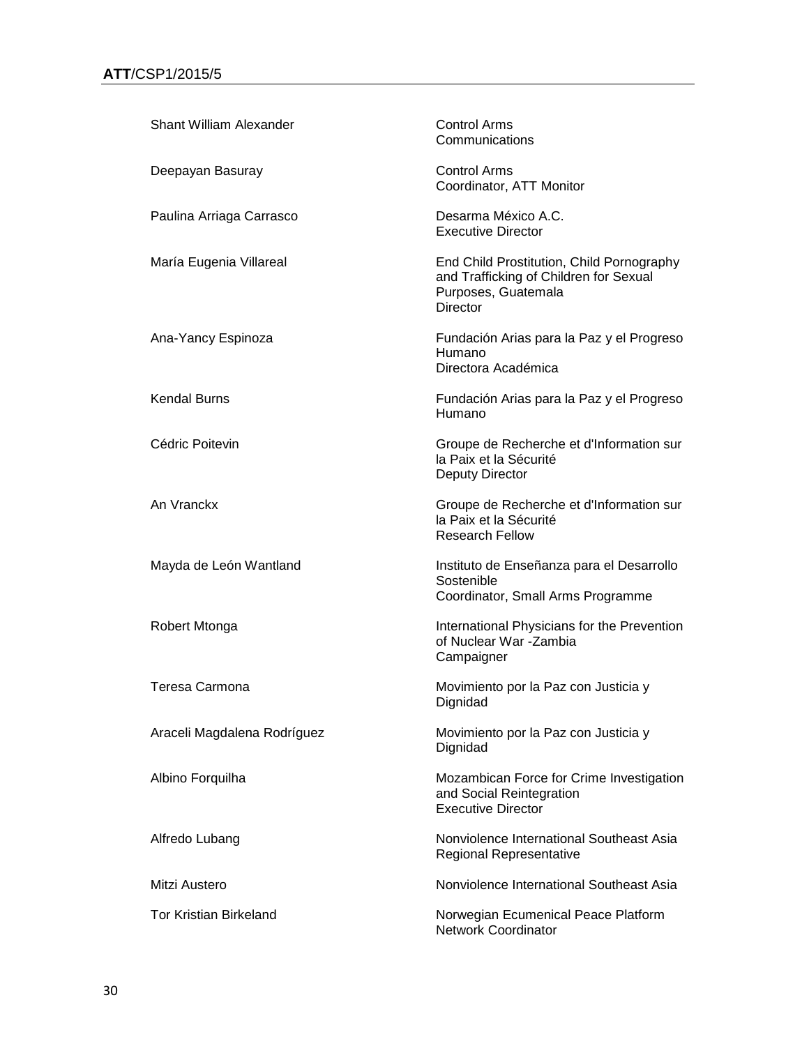| | |
|---|---|
| Shant William Alexander | Control Arms<br>Communications |
| Deepayan Basuray | Control Arms<br>Coordinator, ATT Monitor |
| Paulina Arriaga Carrasco | Desarma México A.C.<br>Executive Director |
| María Eugenia Villareal | End Child Prostitution, Child Pornography and Trafficking of Children for Sexual Purposes, Guatemala<br>Director |
| Ana-Yancy Espinoza | Fundación Arias para la Paz y el Progreso Humano<br>Directora Académica |
| Kendal Burns | Fundación Arias para la Paz y el Progreso Humano |
| Cédric Poitevin | Groupe de Recherche et d'Information sur la Paix et la Sécurité<br>Deputy Director |
| An Vranckx | Groupe de Recherche et d'Information sur la Paix et la Sécurité<br>Research Fellow |
| Mayda de León Wantland | Instituto de Enseñanza para el Desarrollo Sostenible<br>Coordinator, Small Arms Programme |
| Robert Mtonga | International Physicians for the Prevention of Nuclear War -Zambia<br>Campaigner |
| Teresa Carmona | Movimiento por la Paz con Justicia y Dignidad |
| Araceli Magdalena Rodríguez | Movimiento por la Paz con Justicia y Dignidad |
| Albino Forquilha | Mozambican Force for Crime Investigation and Social Reintegration<br>Executive Director |
| Alfredo Lubang | Nonviolence International Southeast Asia<br>Regional Representative |
| Mitzi Austero | Nonviolence International Southeast Asia |
| Tor Kristian Birkeland | Norwegian Ecumenical Peace Platform<br>Network Coordinator |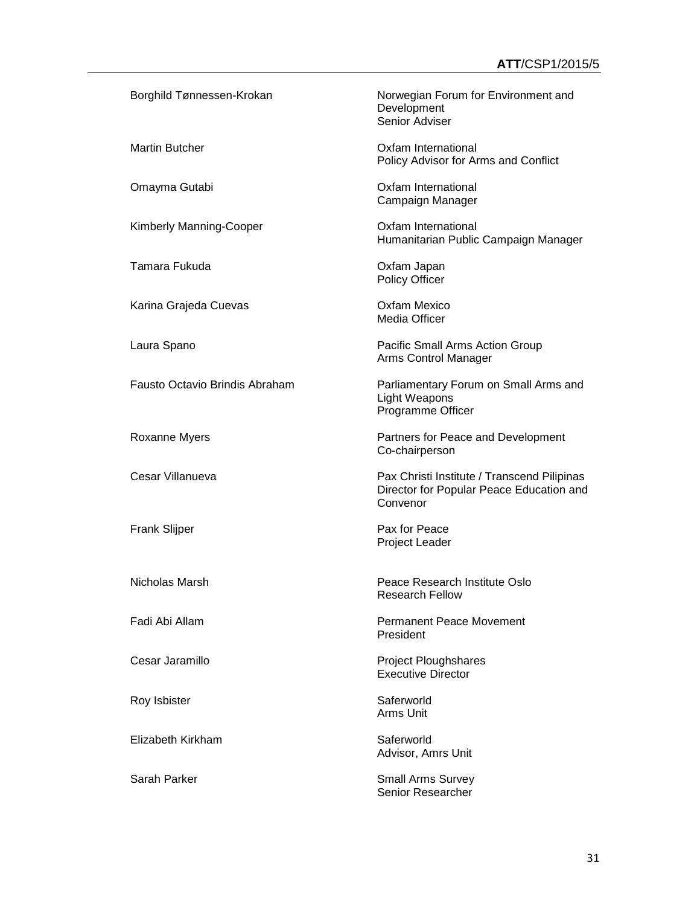| | |
|---|---|
| Borghild Tønnessen-Krokan | Norwegian Forum for Environment and Development<br>Senior Adviser |
| Martin Butcher | Oxfam International<br>Policy Advisor for Arms and Conflict |
| Omayma Gutabi | Oxfam International<br>Campaign Manager |
| Kimberly Manning-Cooper | Oxfam International<br>Humanitarian Public Campaign Manager |
| Tamara Fukuda | Oxfam Japan<br>Policy Officer |
| Karina Grajeda Cuevas | Oxfam Mexico<br>Media Officer |
| Laura Spano | Pacific Small Arms Action Group<br>Arms Control Manager |
| Fausto Octavio Brindis Abraham | Parliamentary Forum on Small Arms and Light Weapons<br>Programme Officer |
| Roxanne Myers | Partners for Peace and Development<br>Co-chairperson |
| Cesar Villanueva | Pax Christi Institute / Transcend Pilipinas<br>Director for Popular Peace Education and Convenor |
| Frank Slijper | Pax for Peace<br>Project Leader |
| Nicholas Marsh | Peace Research Institute Oslo<br>Research Fellow |
| Fadi Abi Allam | Permanent Peace Movement<br>President |
| Cesar Jaramillo | Project Ploughshares<br>Executive Director |
| Roy Isbister | Saferworld<br>Arms Unit |
| Elizabeth Kirkham | Saferworld<br>Advisor, Amrs Unit |
| Sarah Parker | Small Arms Survey<br>Senior Researcher |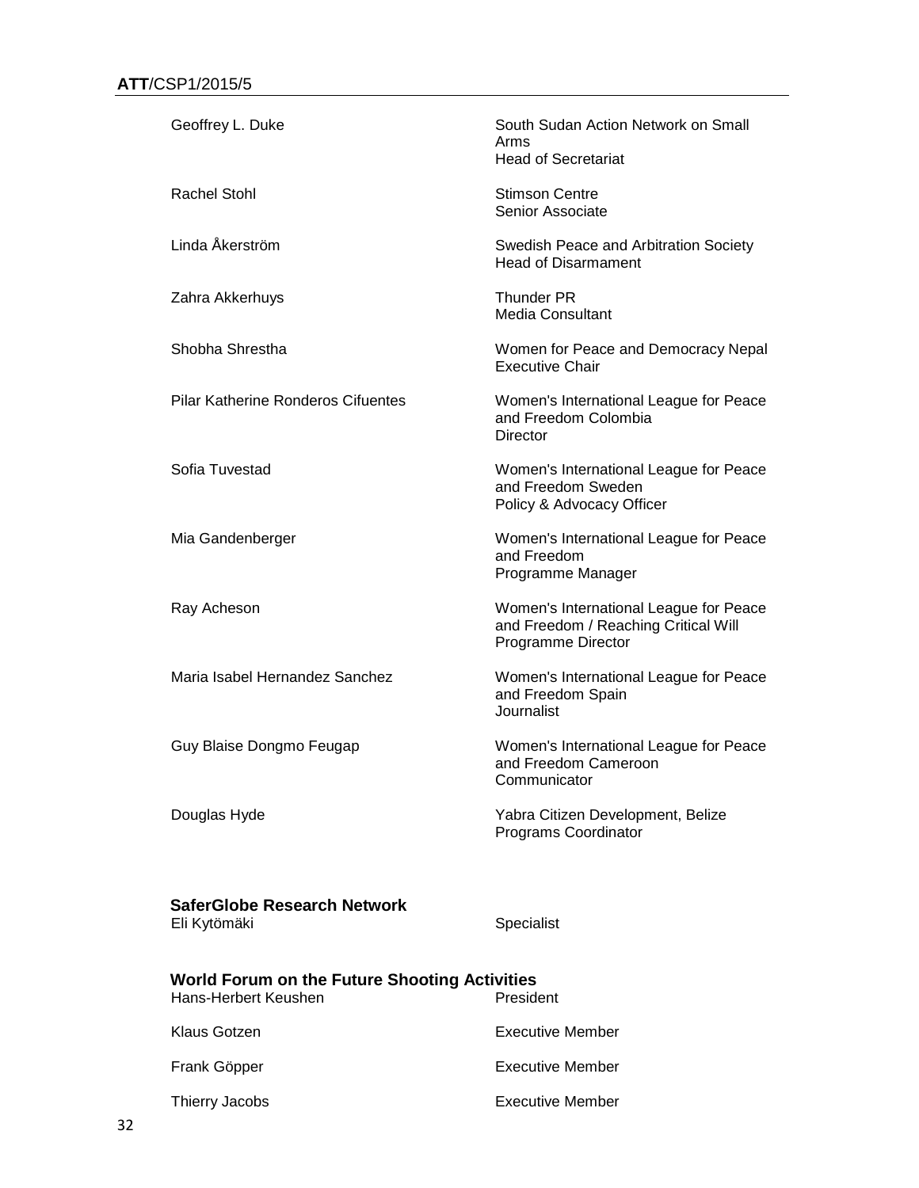| | |
|---|---|
| Geoffrey L. Duke | South Sudan Action Network on Small Arms<br>Head of Secretariat |
| Rachel Stohl | Stimson Centre<br>Senior Associate |
| Linda Åkerström | Swedish Peace and Arbitration Society<br>Head of Disarmament |
| Zahra Akkerhuys | Thunder PR<br>Media Consultant |
| Shobha Shrestha | Women for Peace and Democracy Nepal<br>Executive Chair |
| Pilar Katherine Ronderos Cifuentes | Women's International League for Peace and Freedom Colombia<br>Director |
| Sofia Tuvestad | Women's International League for Peace and Freedom Sweden<br>Policy & Advocacy Officer |
| Mia Gandenberger | Women's International League for Peace and Freedom<br>Programme Manager |
| Ray Acheson | Women's International League for Peace and Freedom / Reaching Critical Will<br>Programme Director |
| Maria Isabel Hernandez Sanchez | Women's International League for Peace and Freedom Spain<br>Journalist |
| Guy Blaise Dongmo Feugap | Women's International League for Peace and Freedom Cameroon<br>Communicator |
| Douglas Hyde | Yabra Citizen Development, Belize<br>Programs Coordinator |

**SaferGlobe Research Network**

| | |
|---|---|
| Eli Kytömäki | Specialist |

**World Forum on the Future Shooting Activities**

| | |
|---|---|
| Hans-Herbert Keushen | President |
| Klaus Gotzen | Executive Member |
| Frank Göpper | Executive Member |
| Thierry Jacobs | Executive Member |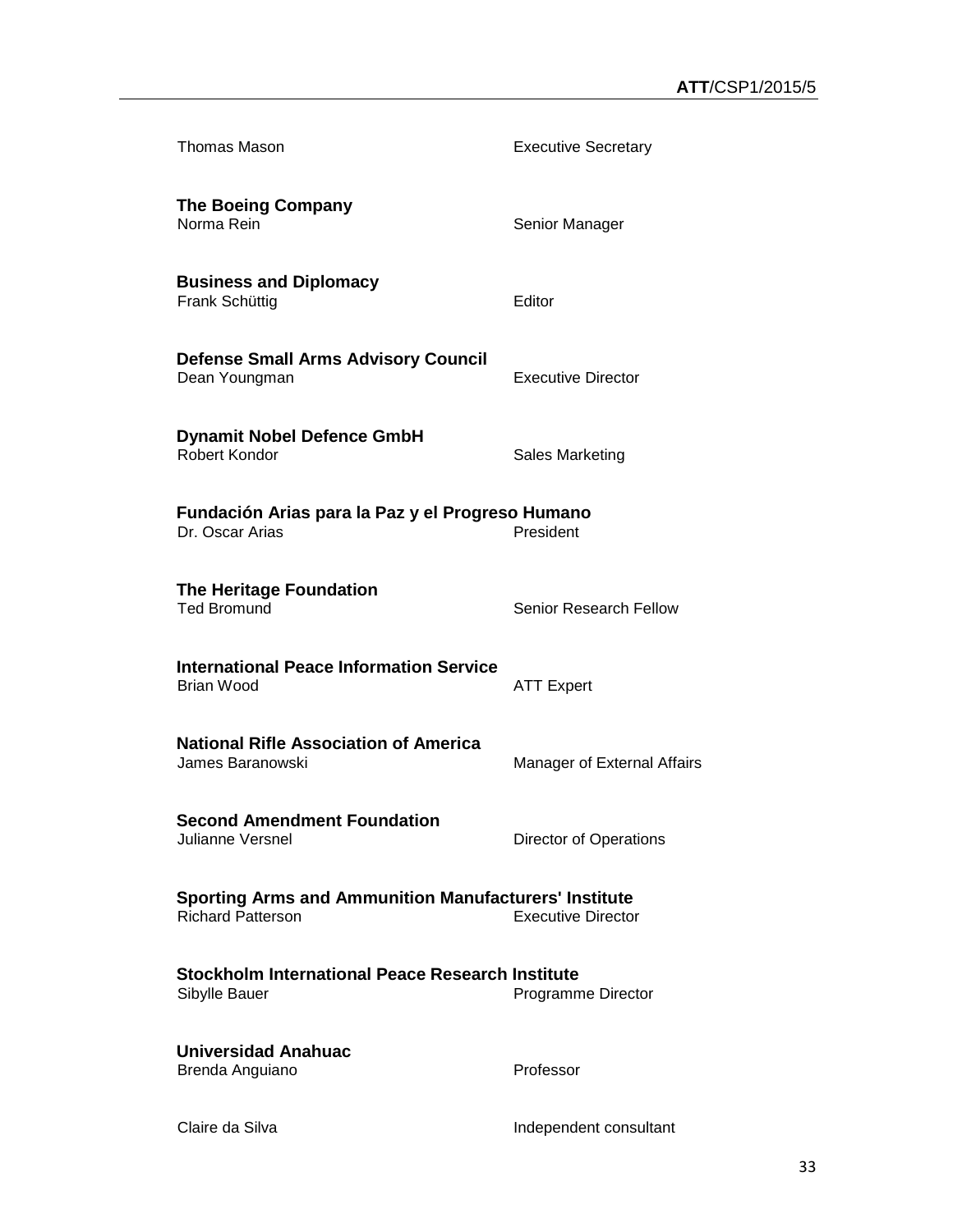Thomas Mason — Executive Secretary

**The Boeing Company**
Norma Rein — Senior Manager

**Business and Diplomacy**
Frank Schüttig — Editor

**Defense Small Arms Advisory Council**
Dean Youngman — Executive Director

**Dynamit Nobel Defence GmbH**
Robert Kondor — Sales Marketing

**Fundación Arias para la Paz y el Progreso Humano**
Dr. Oscar Arias — President

**The Heritage Foundation**
Ted Bromund — Senior Research Fellow

**International Peace Information Service**
Brian Wood — ATT Expert

**National Rifle Association of America**
James Baranowski — Manager of External Affairs

**Second Amendment Foundation**
Julianne Versnel — Director of Operations

**Sporting Arms and Ammunition Manufacturers' Institute**
Richard Patterson — Executive Director

**Stockholm International Peace Research Institute**
Sibylle Bauer — Programme Director

**Universidad Anahuac**
Brenda Anguiano — Professor

Claire da Silva — Independent consultant